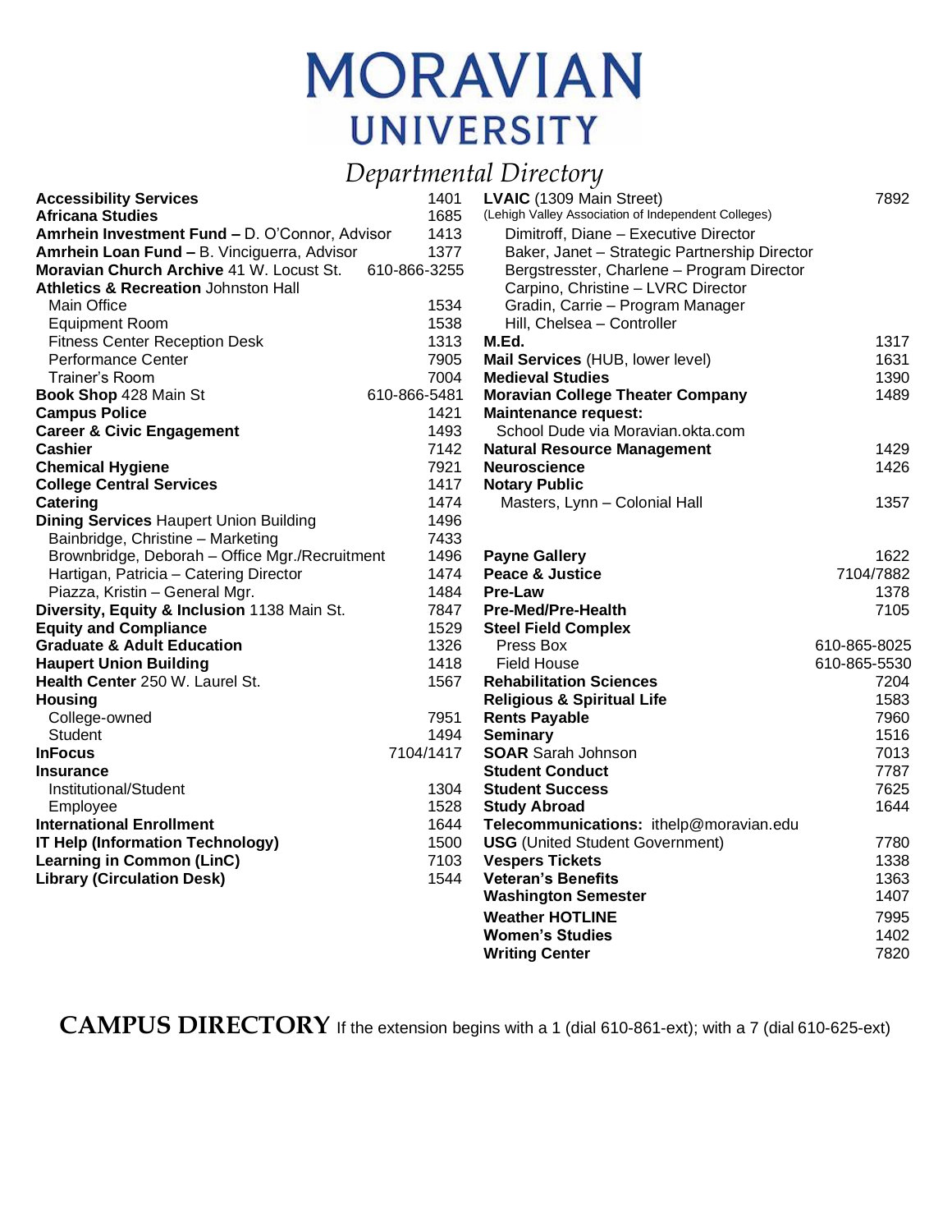# MORAVIAN UNIVERSITY

## *Departmental Directory*

| Department | Extension |
|---|---|
| **Accessibility Services** | 1401 |
| **Africana Studies** | 1685 |
| **Amrhein Investment Fund –** D. O'Connor, Advisor | 1413 |
| **Amrhein Loan Fund –** B. Vinciguerra, Advisor | 1377 |
| **Moravian Church Archive** 41 W. Locust St. | 610-866-3255 |
| **Athletics & Recreation** Johnston Hall | |
| Main Office | 1534 |
| Equipment Room | 1538 |
| Fitness Center Reception Desk | 1313 |
| Performance Center | 7905 |
| Trainer's Room | 7004 |
| **Book Shop** 428 Main St | 610-866-5481 |
| **Campus Police** | 1421 |
| **Career & Civic Engagement** | 1493 |
| **Cashier** | 7142 |
| **Chemical Hygiene** | 7921 |
| **College Central Services** | 1417 |
| **Catering** | 1474 |
| **Dining Services** Haupert Union Building | 1496 |
| Bainbridge, Christine – Marketing | 7433 |
| Brownbridge, Deborah – Office Mgr./Recruitment | 1496 |
| Hartigan, Patricia – Catering Director | 1474 |
| Piazza, Kristin – General Mgr. | 1484 |
| **Diversity, Equity & Inclusion** 1138 Main St. | 7847 |
| **Equity and Compliance** | 1529 |
| **Graduate & Adult Education** | 1326 |
| **Haupert Union Building** | 1418 |
| **Health Center** 250 W. Laurel St. | 1567 |
| **Housing** | |
| College-owned | 7951 |
| Student | 1494 |
| **InFocus** | 7104/1417 |
| **Insurance** | |
| Institutional/Student | 1304 |
| Employee | 1528 |
| **International Enrollment** | 1644 |
| **IT Help (Information Technology)** | 1500 |
| **Learning in Common (LinC)** | 7103 |
| **Library (Circulation Desk)** | 1544 |
| **LVAIC** (1309 Main Street) (Lehigh Valley Association of Independent Colleges) | 7892 |
| Dimitroff, Diane – Executive Director | |
| Baker, Janet – Strategic Partnership Director | |
| Bergstresser, Charlene – Program Director | |
| Carpino, Christine – LVRC Director | |
| Gradin, Carrie – Program Manager | |
| Hill, Chelsea – Controller | |
| **M.Ed.** | 1317 |
| **Mail Services** (HUB, lower level) | 1631 |
| **Medieval Studies** | 1390 |
| **Moravian College Theater Company** | 1489 |
| **Maintenance request:** School Dude via Moravian.okta.com | |
| **Natural Resource Management** | 1429 |
| **Neuroscience** | 1426 |
| **Notary Public** | |
| Masters, Lynn – Colonial Hall | 1357 |
| **Payne Gallery** | 1622 |
| **Peace & Justice** | 7104/7882 |
| **Pre-Law** | 1378 |
| **Pre-Med/Pre-Health** | 7105 |
| **Steel Field Complex** | |
| Press Box | 610-865-8025 |
| Field House | 610-865-5530 |
| **Rehabilitation Sciences** | 7204 |
| **Religious & Spiritual Life** | 1583 |
| **Rents Payable** | 7960 |
| **Seminary** | 1516 |
| **SOAR** Sarah Johnson | 7013 |
| **Student Conduct** | 7787 |
| **Student Success** | 7625 |
| **Study Abroad** | 1644 |
| **Telecommunications:** ithelp@moravian.edu | |
| **USG** (United Student Government) | 7780 |
| **Vespers Tickets** | 1338 |
| **Veteran's Benefits** | 1363 |
| **Washington Semester** | 1407 |
| **Weather HOTLINE** | 7995 |
| **Women's Studies** | 1402 |
| **Writing Center** | 7820 |

**CAMPUS DIRECTORY** If the extension begins with a 1 (dial 610-861-ext); with a 7 (dial 610-625-ext)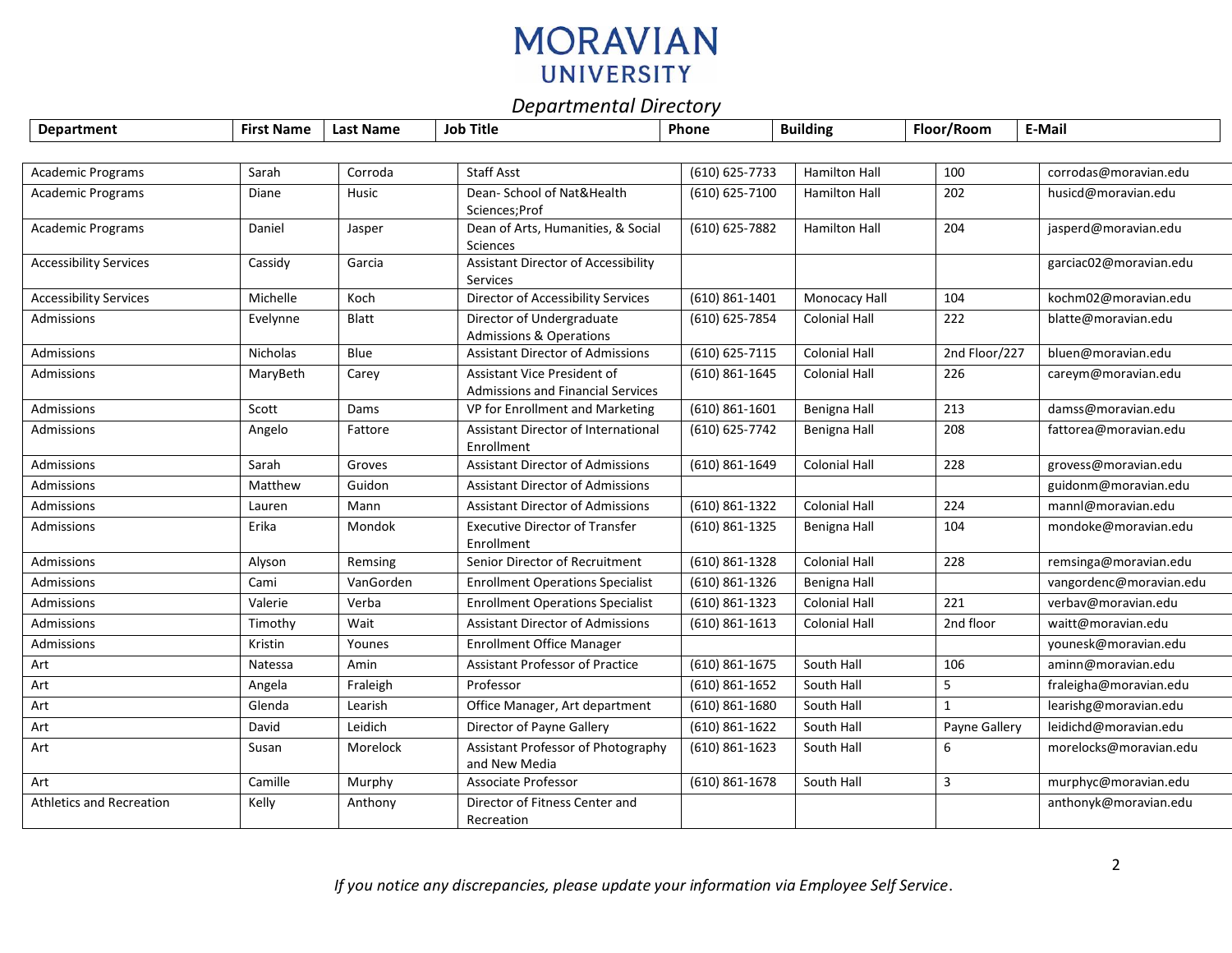# MORAVIAN UNIVERSITY

*Departmental Directory*

| Department | First Name | Last Name | Job Title | Phone | Building | Floor/Room | E-Mail |
|---|---|---|---|---|---|---|---|
| Academic Programs | Sarah | Corroda | Staff Asst | (610) 625-7733 | Hamilton Hall | 100 | corrodas@moravian.edu |
| Academic Programs | Diane | Husic | Dean- School of Nat&Health Sciences;Prof | (610) 625-7100 | Hamilton Hall | 202 | husicd@moravian.edu |
| Academic Programs | Daniel | Jasper | Dean of Arts, Humanities, & Social Sciences | (610) 625-7882 | Hamilton Hall | 204 | jasperd@moravian.edu |
| Accessibility Services | Cassidy | Garcia | Assistant Director of Accessibility Services | | | | garciac02@moravian.edu |
| Accessibility Services | Michelle | Koch | Director of Accessibility Services | (610) 861-1401 | Monocacy Hall | 104 | kochm02@moravian.edu |
| Admissions | Evelynne | Blatt | Director of Undergraduate Admissions & Operations | (610) 625-7854 | Colonial Hall | 222 | blatte@moravian.edu |
| Admissions | Nicholas | Blue | Assistant Director of Admissions | (610) 625-7115 | Colonial Hall | 2nd Floor/227 | bluen@moravian.edu |
| Admissions | MaryBeth | Carey | Assistant Vice President of Admissions and Financial Services | (610) 861-1645 | Colonial Hall | 226 | careym@moravian.edu |
| Admissions | Scott | Dams | VP for Enrollment and Marketing | (610) 861-1601 | Benigna Hall | 213 | damss@moravian.edu |
| Admissions | Angelo | Fattore | Assistant Director of International Enrollment | (610) 625-7742 | Benigna Hall | 208 | fattorea@moravian.edu |
| Admissions | Sarah | Groves | Assistant Director of Admissions | (610) 861-1649 | Colonial Hall | 228 | grovess@moravian.edu |
| Admissions | Matthew | Guidon | Assistant Director of Admissions | | | | guidonm@moravian.edu |
| Admissions | Lauren | Mann | Assistant Director of Admissions | (610) 861-1322 | Colonial Hall | 224 | mannl@moravian.edu |
| Admissions | Erika | Mondok | Executive Director of Transfer Enrollment | (610) 861-1325 | Benigna Hall | 104 | mondoke@moravian.edu |
| Admissions | Alyson | Remsing | Senior Director of Recruitment | (610) 861-1328 | Colonial Hall | 228 | remsinga@moravian.edu |
| Admissions | Cami | VanGorden | Enrollment Operations Specialist | (610) 861-1326 | Benigna Hall | | vangordenc@moravian.edu |
| Admissions | Valerie | Verba | Enrollment Operations Specialist | (610) 861-1323 | Colonial Hall | 221 | verbav@moravian.edu |
| Admissions | Timothy | Wait | Assistant Director of Admissions | (610) 861-1613 | Colonial Hall | 2nd floor | waitt@moravian.edu |
| Admissions | Kristin | Younes | Enrollment Office Manager | | | | younesk@moravian.edu |
| Art | Natessa | Amin | Assistant Professor of Practice | (610) 861-1675 | South Hall | 106 | aminn@moravian.edu |
| Art | Angela | Fraleigh | Professor | (610) 861-1652 | South Hall | 5 | fraleigha@moravian.edu |
| Art | Glenda | Learish | Office Manager, Art department | (610) 861-1680 | South Hall | 1 | learishg@moravian.edu |
| Art | David | Leidich | Director of Payne Gallery | (610) 861-1622 | South Hall | Payne Gallery | leidichd@moravian.edu |
| Art | Susan | Morelock | Assistant Professor of Photography and New Media | (610) 861-1623 | South Hall | 6 | morelocks@moravian.edu |
| Art | Camille | Murphy | Associate Professor | (610) 861-1678 | South Hall | 3 | murphyc@moravian.edu |
| Athletics and Recreation | Kelly | Anthony | Director of Fitness Center and Recreation | | | | anthonyk@moravian.edu |

*If you notice any discrepancies, please update your information via Employee Self Service.*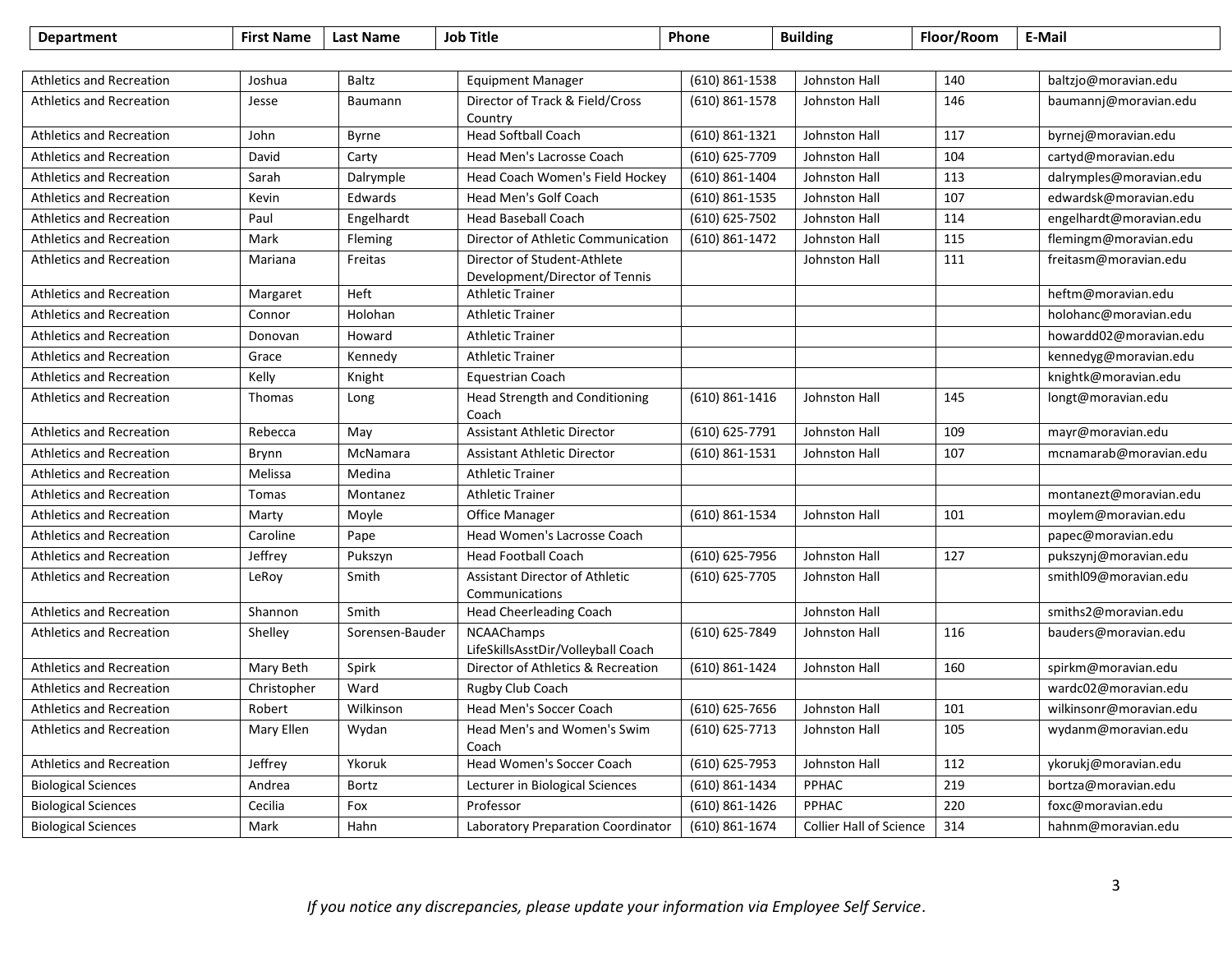| Department | First Name | Last Name | Job Title | Phone | Building | Floor/Room | E-Mail |
|---|---|---|---|---|---|---|---|
| Athletics and Recreation | Joshua | Baltz | Equipment Manager | (610) 861-1538 | Johnston Hall | 140 | baltzjo@moravian.edu |
| Athletics and Recreation | Jesse | Baumann | Director of Track & Field/Cross Country | (610) 861-1578 | Johnston Hall | 146 | baumannj@moravian.edu |
| Athletics and Recreation | John | Byrne | Head Softball Coach | (610) 861-1321 | Johnston Hall | 117 | byrnej@moravian.edu |
| Athletics and Recreation | David | Carty | Head Men's Lacrosse Coach | (610) 625-7709 | Johnston Hall | 104 | cartyd@moravian.edu |
| Athletics and Recreation | Sarah | Dalrymple | Head Coach Women's Field Hockey | (610) 861-1404 | Johnston Hall | 113 | dalrymples@moravian.edu |
| Athletics and Recreation | Kevin | Edwards | Head Men's Golf Coach | (610) 861-1535 | Johnston Hall | 107 | edwardsk@moravian.edu |
| Athletics and Recreation | Paul | Engelhardt | Head Baseball Coach | (610) 625-7502 | Johnston Hall | 114 | engelhardt@moravian.edu |
| Athletics and Recreation | Mark | Fleming | Director of Athletic Communication | (610) 861-1472 | Johnston Hall | 115 | flemingm@moravian.edu |
| Athletics and Recreation | Mariana | Freitas | Director of Student-Athlete Development/Director of Tennis | | Johnston Hall | 111 | freitasm@moravian.edu |
| Athletics and Recreation | Margaret | Heft | Athletic Trainer | | | | heftm@moravian.edu |
| Athletics and Recreation | Connor | Holohan | Athletic Trainer | | | | holohanc@moravian.edu |
| Athletics and Recreation | Donovan | Howard | Athletic Trainer | | | | howardd02@moravian.edu |
| Athletics and Recreation | Grace | Kennedy | Athletic Trainer | | | | kennedyg@moravian.edu |
| Athletics and Recreation | Kelly | Knight | Equestrian Coach | | | | knightk@moravian.edu |
| Athletics and Recreation | Thomas | Long | Head Strength and Conditioning Coach | (610) 861-1416 | Johnston Hall | 145 | longt@moravian.edu |
| Athletics and Recreation | Rebecca | May | Assistant Athletic Director | (610) 625-7791 | Johnston Hall | 109 | mayr@moravian.edu |
| Athletics and Recreation | Brynn | McNamara | Assistant Athletic Director | (610) 861-1531 | Johnston Hall | 107 | mcnamarab@moravian.edu |
| Athletics and Recreation | Melissa | Medina | Athletic Trainer | | | | |
| Athletics and Recreation | Tomas | Montanez | Athletic Trainer | | | | montanezt@moravian.edu |
| Athletics and Recreation | Marty | Moyle | Office Manager | (610) 861-1534 | Johnston Hall | 101 | moylem@moravian.edu |
| Athletics and Recreation | Caroline | Pape | Head Women's Lacrosse Coach | | | | papec@moravian.edu |
| Athletics and Recreation | Jeffrey | Pukszyn | Head Football Coach | (610) 625-7956 | Johnston Hall | 127 | pukszynj@moravian.edu |
| Athletics and Recreation | LeRoy | Smith | Assistant Director of Athletic Communications | (610) 625-7705 | Johnston Hall | | smithl09@moravian.edu |
| Athletics and Recreation | Shannon | Smith | Head Cheerleading Coach | | Johnston Hall | | smiths2@moravian.edu |
| Athletics and Recreation | Shelley | Sorensen-Bauder | NCAAChamps LifeSkillsAsstDir/Volleyball Coach | (610) 625-7849 | Johnston Hall | 116 | bauders@moravian.edu |
| Athletics and Recreation | Mary Beth | Spirk | Director of Athletics & Recreation | (610) 861-1424 | Johnston Hall | 160 | spirkm@moravian.edu |
| Athletics and Recreation | Christopher | Ward | Rugby Club Coach | | | | wardc02@moravian.edu |
| Athletics and Recreation | Robert | Wilkinson | Head Men's Soccer Coach | (610) 625-7656 | Johnston Hall | 101 | wilkinsonr@moravian.edu |
| Athletics and Recreation | Mary Ellen | Wydan | Head Men's and Women's Swim Coach | (610) 625-7713 | Johnston Hall | 105 | wydanm@moravian.edu |
| Athletics and Recreation | Jeffrey | Ykoruk | Head Women's Soccer Coach | (610) 625-7953 | Johnston Hall | 112 | ykorukj@moravian.edu |
| Biological Sciences | Andrea | Bortz | Lecturer in Biological Sciences | (610) 861-1434 | PPHAC | 219 | bortza@moravian.edu |
| Biological Sciences | Cecilia | Fox | Professor | (610) 861-1426 | PPHAC | 220 | foxc@moravian.edu |
| Biological Sciences | Mark | Hahn | Laboratory Preparation Coordinator | (610) 861-1674 | Collier Hall of Science | 314 | hahnm@moravian.edu |

*If you notice any discrepancies, please update your information via Employee Self Service.*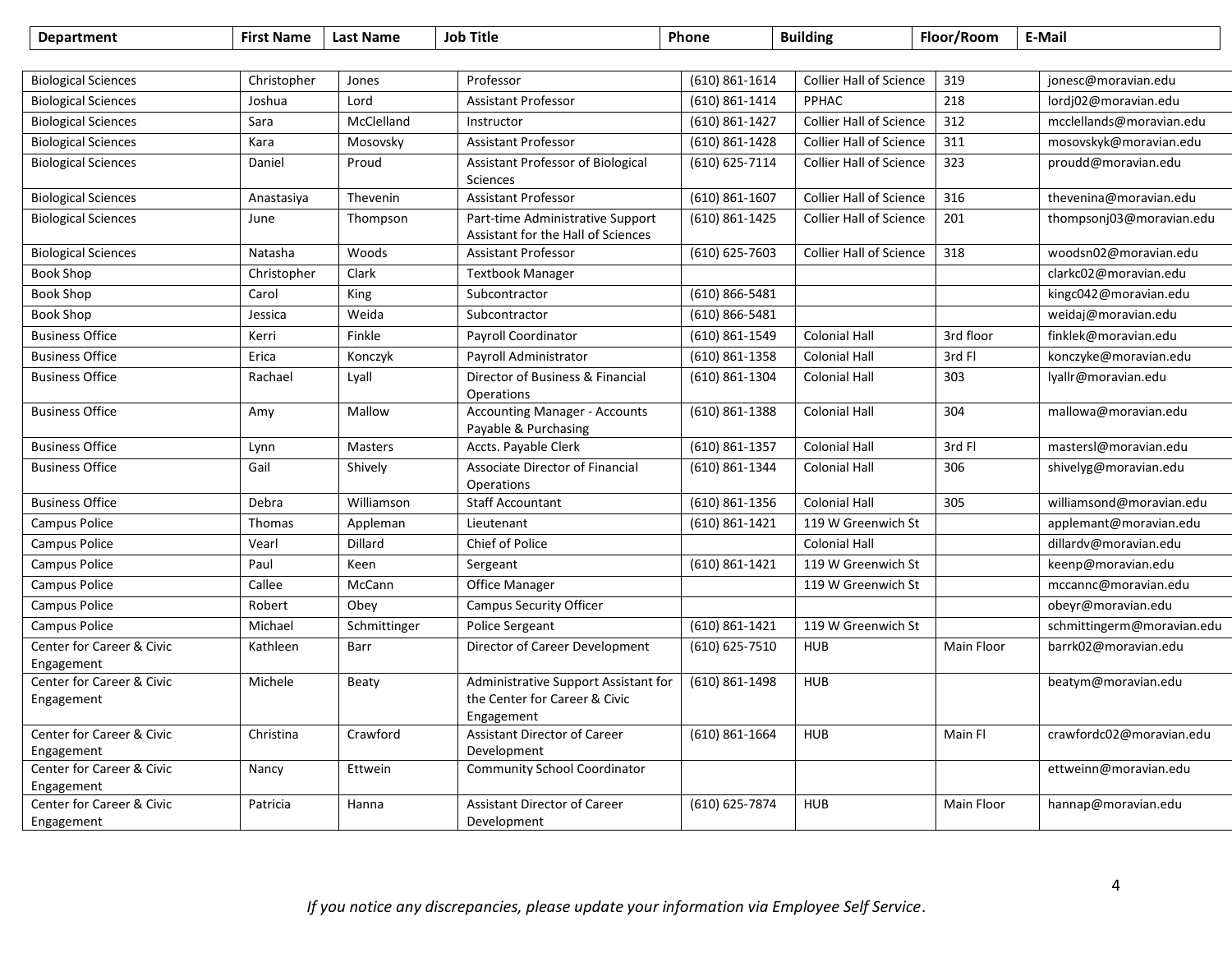| Department | First Name | Last Name | Job Title | Phone | Building | Floor/Room | E-Mail |
|---|---|---|---|---|---|---|---|
| Biological Sciences | Christopher | Jones | Professor | (610) 861-1614 | Collier Hall of Science | 319 | jonesc@moravian.edu |
| Biological Sciences | Joshua | Lord | Assistant Professor | (610) 861-1414 | PPHAC | 218 | lordj02@moravian.edu |
| Biological Sciences | Sara | McClelland | Instructor | (610) 861-1427 | Collier Hall of Science | 312 | mcclellands@moravian.edu |
| Biological Sciences | Kara | Mosovsky | Assistant Professor | (610) 861-1428 | Collier Hall of Science | 311 | mosovskyk@moravian.edu |
| Biological Sciences | Daniel | Proud | Assistant Professor of Biological Sciences | (610) 625-7114 | Collier Hall of Science | 323 | proudd@moravian.edu |
| Biological Sciences | Anastasiya | Thevenin | Assistant Professor | (610) 861-1607 | Collier Hall of Science | 316 | thevenina@moravian.edu |
| Biological Sciences | June | Thompson | Part-time Administrative Support Assistant for the Hall of Sciences | (610) 861-1425 | Collier Hall of Science | 201 | thompsonj03@moravian.edu |
| Biological Sciences | Natasha | Woods | Assistant Professor | (610) 625-7603 | Collier Hall of Science | 318 | woodsn02@moravian.edu |
| Book Shop | Christopher | Clark | Textbook Manager | | | | clarkc02@moravian.edu |
| Book Shop | Carol | King | Subcontractor | (610) 866-5481 | | | kingc042@moravian.edu |
| Book Shop | Jessica | Weida | Subcontractor | (610) 866-5481 | | | weidaj@moravian.edu |
| Business Office | Kerri | Finkle | Payroll Coordinator | (610) 861-1549 | Colonial Hall | 3rd floor | finklek@moravian.edu |
| Business Office | Erica | Konczyk | Payroll Administrator | (610) 861-1358 | Colonial Hall | 3rd Fl | konczyke@moravian.edu |
| Business Office | Rachael | Lyall | Director of Business & Financial Operations | (610) 861-1304 | Colonial Hall | 303 | lyallr@moravian.edu |
| Business Office | Amy | Mallow | Accounting Manager - Accounts Payable & Purchasing | (610) 861-1388 | Colonial Hall | 304 | mallowa@moravian.edu |
| Business Office | Lynn | Masters | Accts. Payable Clerk | (610) 861-1357 | Colonial Hall | 3rd Fl | mastersl@moravian.edu |
| Business Office | Gail | Shively | Associate Director of Financial Operations | (610) 861-1344 | Colonial Hall | 306 | shivelyg@moravian.edu |
| Business Office | Debra | Williamson | Staff Accountant | (610) 861-1356 | Colonial Hall | 305 | williamsond@moravian.edu |
| Campus Police | Thomas | Appleman | Lieutenant | (610) 861-1421 | 119 W Greenwich St | | applemant@moravian.edu |
| Campus Police | Vearl | Dillard | Chief of Police | | Colonial Hall | | dillardv@moravian.edu |
| Campus Police | Paul | Keen | Sergeant | (610) 861-1421 | 119 W Greenwich St | | keenp@moravian.edu |
| Campus Police | Callee | McCann | Office Manager | | 119 W Greenwich St | | mccannc@moravian.edu |
| Campus Police | Robert | Obey | Campus Security Officer | | | | obeyr@moravian.edu |
| Campus Police | Michael | Schmittinger | Police Sergeant | (610) 861-1421 | 119 W Greenwich St | | schmittingerm@moravian.edu |
| Center for Career & Civic Engagement | Kathleen | Barr | Director of Career Development | (610) 625-7510 | HUB | Main Floor | barrk02@moravian.edu |
| Center for Career & Civic Engagement | Michele | Beaty | Administrative Support Assistant for the Center for Career & Civic Engagement | (610) 861-1498 | HUB | | beatym@moravian.edu |
| Center for Career & Civic Engagement | Christina | Crawford | Assistant Director of Career Development | (610) 861-1664 | HUB | Main Fl | crawfordc02@moravian.edu |
| Center for Career & Civic Engagement | Nancy | Ettwein | Community School Coordinator | | | | ettweinn@moravian.edu |
| Center for Career & Civic Engagement | Patricia | Hanna | Assistant Director of Career Development | (610) 625-7874 | HUB | Main Floor | hannap@moravian.edu |

*If you notice any discrepancies, please update your information via Employee Self Service*.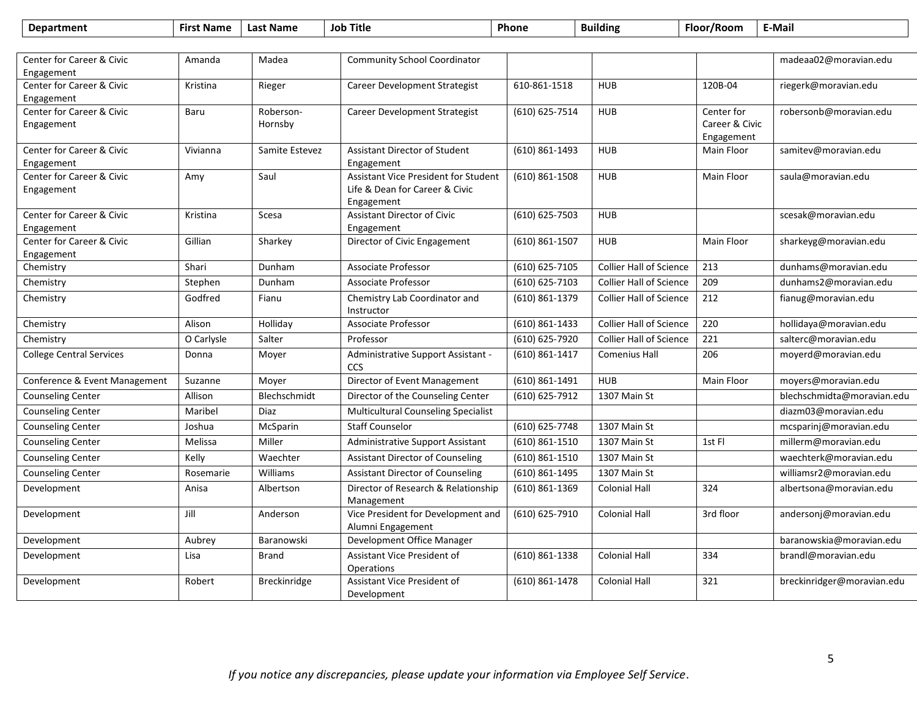| Department | First Name | Last Name | Job Title | Phone | Building | Floor/Room | E-Mail |
|---|---|---|---|---|---|---|---|
| Center for Career & Civic Engagement | Amanda | Madea | Community School Coordinator | | | | madeaa02@moravian.edu |
| Center for Career & Civic Engagement | Kristina | Rieger | Career Development Strategist | 610-861-1518 | HUB | 120B-04 | riegerk@moravian.edu |
| Center for Career & Civic Engagement | Baru | Roberson-Hornsby | Career Development Strategist | (610) 625-7514 | HUB | Center for Career & Civic Engagement | robersonb@moravian.edu |
| Center for Career & Civic Engagement | Vivianna | Samite Estevez | Assistant Director of Student Engagement | (610) 861-1493 | HUB | Main Floor | samitev@moravian.edu |
| Center for Career & Civic Engagement | Amy | Saul | Assistant Vice President for Student Life & Dean for Career & Civic Engagement | (610) 861-1508 | HUB | Main Floor | saula@moravian.edu |
| Center for Career & Civic Engagement | Kristina | Scesa | Assistant Director of Civic Engagement | (610) 625-7503 | HUB | | scesak@moravian.edu |
| Center for Career & Civic Engagement | Gillian | Sharkey | Director of Civic Engagement | (610) 861-1507 | HUB | Main Floor | sharkeyg@moravian.edu |
| Chemistry | Shari | Dunham | Associate Professor | (610) 625-7105 | Collier Hall of Science | 213 | dunhams@moravian.edu |
| Chemistry | Stephen | Dunham | Associate Professor | (610) 625-7103 | Collier Hall of Science | 209 | dunhams2@moravian.edu |
| Chemistry | Godfred | Fianu | Chemistry Lab Coordinator and Instructor | (610) 861-1379 | Collier Hall of Science | 212 | fianug@moravian.edu |
| Chemistry | Alison | Holliday | Associate Professor | (610) 861-1433 | Collier Hall of Science | 220 | hollidaya@moravian.edu |
| Chemistry | O Carlysle | Salter | Professor | (610) 625-7920 | Collier Hall of Science | 221 | salterc@moravian.edu |
| College Central Services | Donna | Moyer | Administrative Support Assistant - CCS | (610) 861-1417 | Comenius Hall | 206 | moyerd@moravian.edu |
| Conference & Event Management | Suzanne | Moyer | Director of Event Management | (610) 861-1491 | HUB | Main Floor | moyers@moravian.edu |
| Counseling Center | Allison | Blechschmidt | Director of the Counseling Center | (610) 625-7912 | 1307 Main St | | blechschmidta@moravian.edu |
| Counseling Center | Maribel | Diaz | Multicultural Counseling Specialist | | | | diazm03@moravian.edu |
| Counseling Center | Joshua | McSparin | Staff Counselor | (610) 625-7748 | 1307 Main St | | mcsparinj@moravian.edu |
| Counseling Center | Melissa | Miller | Administrative Support Assistant | (610) 861-1510 | 1307 Main St | 1st Fl | millerm@moravian.edu |
| Counseling Center | Kelly | Waechter | Assistant Director of Counseling | (610) 861-1510 | 1307 Main St | | waechterk@moravian.edu |
| Counseling Center | Rosemarie | Williams | Assistant Director of Counseling | (610) 861-1495 | 1307 Main St | | williamsr2@moravian.edu |
| Development | Anisa | Albertson | Director of Research & Relationship Management | (610) 861-1369 | Colonial Hall | 324 | albertsona@moravian.edu |
| Development | Jill | Anderson | Vice President for Development and Alumni Engagement | (610) 625-7910 | Colonial Hall | 3rd floor | andersonj@moravian.edu |
| Development | Aubrey | Baranowski | Development Office Manager | | | | baranowskia@moravian.edu |
| Development | Lisa | Brand | Assistant Vice President of Operations | (610) 861-1338 | Colonial Hall | 334 | brandl@moravian.edu |
| Development | Robert | Breckinridge | Assistant Vice President of Development | (610) 861-1478 | Colonial Hall | 321 | breckinridger@moravian.edu |

*If you notice any discrepancies, please update your information via Employee Self Service.*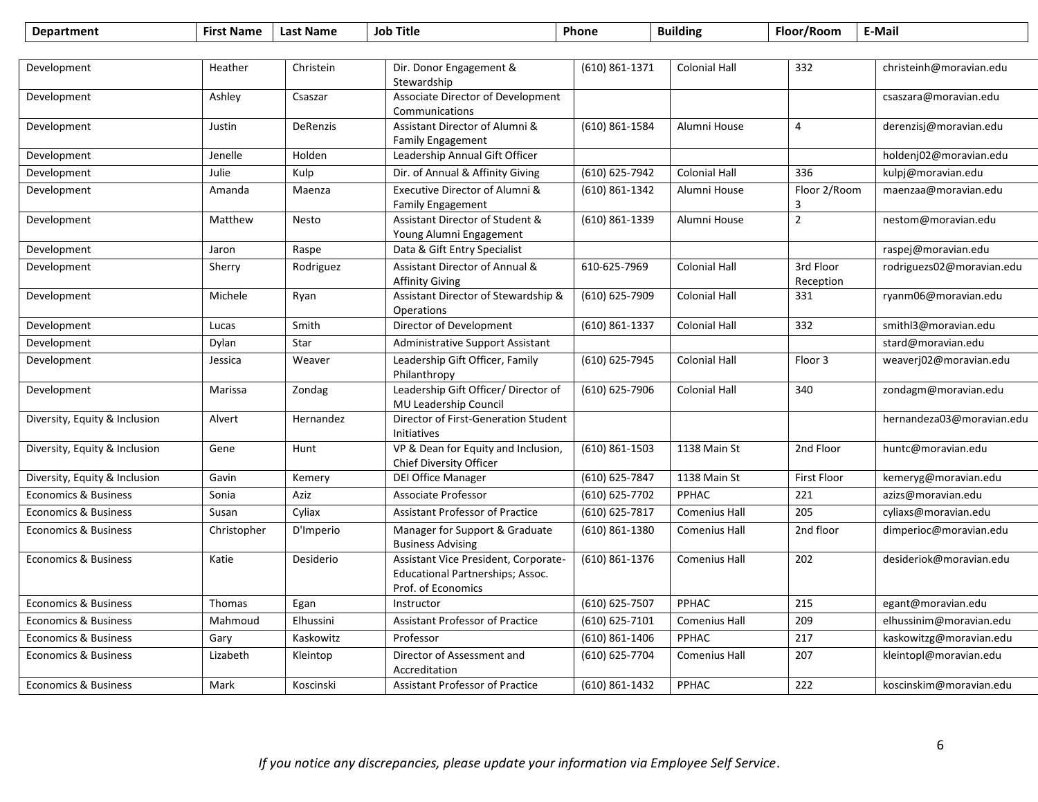| Department | First Name | Last Name | Job Title | Phone | Building | Floor/Room | E-Mail |
|---|---|---|---|---|---|---|---|
| Development | Heather | Christein | Dir. Donor Engagement & Stewardship | (610) 861-1371 | Colonial Hall | 332 | christeinh@moravian.edu |
| Development | Ashley | Csaszar | Associate Director of Development Communications | | | | csaszara@moravian.edu |
| Development | Justin | DeRenzis | Assistant Director of Alumni & Family Engagement | (610) 861-1584 | Alumni House | 4 | derenzisj@moravian.edu |
| Development | Jenelle | Holden | Leadership Annual Gift Officer | | | | holdenj02@moravian.edu |
| Development | Julie | Kulp | Dir. of Annual & Affinity Giving | (610) 625-7942 | Colonial Hall | 336 | kulpj@moravian.edu |
| Development | Amanda | Maenza | Executive Director of Alumni & Family Engagement | (610) 861-1342 | Alumni House | Floor 2/Room 3 | maenzaa@moravian.edu |
| Development | Matthew | Nesto | Assistant Director of Student & Young Alumni Engagement | (610) 861-1339 | Alumni House | 2 | nestom@moravian.edu |
| Development | Jaron | Raspe | Data & Gift Entry Specialist | | | | raspej@moravian.edu |
| Development | Sherry | Rodriguez | Assistant Director of Annual & Affinity Giving | 610-625-7969 | Colonial Hall | 3rd Floor Reception | rodriguezs02@moravian.edu |
| Development | Michele | Ryan | Assistant Director of Stewardship & Operations | (610) 625-7909 | Colonial Hall | 331 | ryanm06@moravian.edu |
| Development | Lucas | Smith | Director of Development | (610) 861-1337 | Colonial Hall | 332 | smithl3@moravian.edu |
| Development | Dylan | Star | Administrative Support Assistant | | | | stard@moravian.edu |
| Development | Jessica | Weaver | Leadership Gift Officer, Family Philanthropy | (610) 625-7945 | Colonial Hall | Floor 3 | weaverj02@moravian.edu |
| Development | Marissa | Zondag | Leadership Gift Officer/ Director of MU Leadership Council | (610) 625-7906 | Colonial Hall | 340 | zondagm@moravian.edu |
| Diversity, Equity & Inclusion | Alvert | Hernandez | Director of First-Generation Student Initiatives | | | | hernandeza03@moravian.edu |
| Diversity, Equity & Inclusion | Gene | Hunt | VP & Dean for Equity and Inclusion, Chief Diversity Officer | (610) 861-1503 | 1138 Main St | 2nd Floor | huntc@moravian.edu |
| Diversity, Equity & Inclusion | Gavin | Kemery | DEI Office Manager | (610) 625-7847 | 1138 Main St | First Floor | kemeryg@moravian.edu |
| Economics & Business | Sonia | Aziz | Associate Professor | (610) 625-7702 | PPHAC | 221 | azizs@moravian.edu |
| Economics & Business | Susan | Cyliax | Assistant Professor of Practice | (610) 625-7817 | Comenius Hall | 205 | cyliaxs@moravian.edu |
| Economics & Business | Christopher | D'Imperio | Manager for Support & Graduate Business Advising | (610) 861-1380 | Comenius Hall | 2nd floor | dimperioc@moravian.edu |
| Economics & Business | Katie | Desiderio | Assistant Vice President, Corporate-Educational Partnerships; Assoc. Prof. of Economics | (610) 861-1376 | Comenius Hall | 202 | desideriok@moravian.edu |
| Economics & Business | Thomas | Egan | Instructor | (610) 625-7507 | PPHAC | 215 | egant@moravian.edu |
| Economics & Business | Mahmoud | Elhussini | Assistant Professor of Practice | (610) 625-7101 | Comenius Hall | 209 | elhussinim@moravian.edu |
| Economics & Business | Gary | Kaskowitz | Professor | (610) 861-1406 | PPHAC | 217 | kaskowitzg@moravian.edu |
| Economics & Business | Lizabeth | Kleintop | Director of Assessment and Accreditation | (610) 625-7704 | Comenius Hall | 207 | kleintopl@moravian.edu |
| Economics & Business | Mark | Koscinski | Assistant Professor of Practice | (610) 861-1432 | PPHAC | 222 | koscinskim@moravian.edu |

*If you notice any discrepancies, please update your information via Employee Self Service*.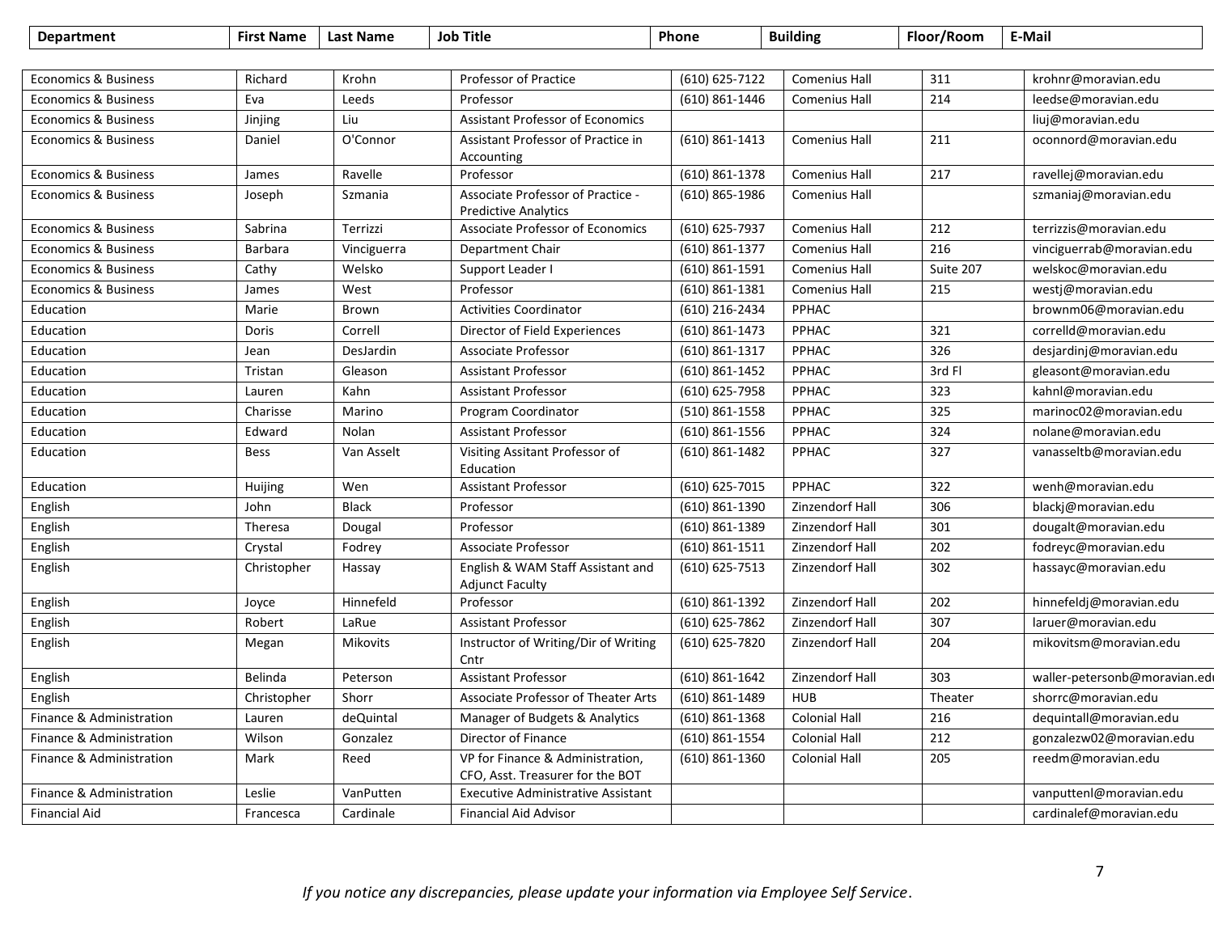| Department | First Name | Last Name | Job Title | Phone | Building | Floor/Room | E-Mail |
|---|---|---|---|---|---|---|---|
| Economics & Business | Richard | Krohn | Professor of Practice | (610) 625-7122 | Comenius Hall | 311 | krohnr@moravian.edu |
| Economics & Business | Eva | Leeds | Professor | (610) 861-1446 | Comenius Hall | 214 | leedse@moravian.edu |
| Economics & Business | Jinjing | Liu | Assistant Professor of Economics | | | | liuj@moravian.edu |
| Economics & Business | Daniel | O'Connor | Assistant Professor of Practice in Accounting | (610) 861-1413 | Comenius Hall | 211 | oconnord@moravian.edu |
| Economics & Business | James | Ravelle | Professor | (610) 861-1378 | Comenius Hall | 217 | ravellej@moravian.edu |
| Economics & Business | Joseph | Szmania | Associate Professor of Practice - Predictive Analytics | (610) 865-1986 | Comenius Hall | | szmaniaj@moravian.edu |
| Economics & Business | Sabrina | Terrizzi | Associate Professor of Economics | (610) 625-7937 | Comenius Hall | 212 | terrizzis@moravian.edu |
| Economics & Business | Barbara | Vinciguerra | Department Chair | (610) 861-1377 | Comenius Hall | 216 | vinciguerrab@moravian.edu |
| Economics & Business | Cathy | Welsko | Support Leader I | (610) 861-1591 | Comenius Hall | Suite 207 | welskoc@moravian.edu |
| Economics & Business | James | West | Professor | (610) 861-1381 | Comenius Hall | 215 | westj@moravian.edu |
| Education | Marie | Brown | Activities Coordinator | (610) 216-2434 | PPHAC | | brownm06@moravian.edu |
| Education | Doris | Correll | Director of Field Experiences | (610) 861-1473 | PPHAC | 321 | correlld@moravian.edu |
| Education | Jean | DesJardin | Associate Professor | (610) 861-1317 | PPHAC | 326 | desjardinj@moravian.edu |
| Education | Tristan | Gleason | Assistant Professor | (610) 861-1452 | PPHAC | 3rd Fl | gleasont@moravian.edu |
| Education | Lauren | Kahn | Assistant Professor | (610) 625-7958 | PPHAC | 323 | kahnl@moravian.edu |
| Education | Charisse | Marino | Program Coordinator | (510) 861-1558 | PPHAC | 325 | marinoc02@moravian.edu |
| Education | Edward | Nolan | Assistant Professor | (610) 861-1556 | PPHAC | 324 | nolane@moravian.edu |
| Education | Bess | Van Asselt | Visiting Assitant Professor of Education | (610) 861-1482 | PPHAC | 327 | vanasseltb@moravian.edu |
| Education | Huijing | Wen | Assistant Professor | (610) 625-7015 | PPHAC | 322 | wenh@moravian.edu |
| English | John | Black | Professor | (610) 861-1390 | Zinzendorf Hall | 306 | blackj@moravian.edu |
| English | Theresa | Dougal | Professor | (610) 861-1389 | Zinzendorf Hall | 301 | dougalt@moravian.edu |
| English | Crystal | Fodrey | Associate Professor | (610) 861-1511 | Zinzendorf Hall | 202 | fodreyc@moravian.edu |
| English | Christopher | Hassay | English & WAM Staff Assistant and Adjunct Faculty | (610) 625-7513 | Zinzendorf Hall | 302 | hassayc@moravian.edu |
| English | Joyce | Hinnefeld | Professor | (610) 861-1392 | Zinzendorf Hall | 202 | hinnefeldj@moravian.edu |
| English | Robert | LaRue | Assistant Professor | (610) 625-7862 | Zinzendorf Hall | 307 | laruer@moravian.edu |
| English | Megan | Mikovits | Instructor of Writing/Dir of Writing Cntr | (610) 625-7820 | Zinzendorf Hall | 204 | mikovitsm@moravian.edu |
| English | Belinda | Peterson | Assistant Professor | (610) 861-1642 | Zinzendorf Hall | 303 | waller-petersonb@moravian.ed |
| English | Christopher | Shorr | Associate Professor of Theater Arts | (610) 861-1489 | HUB | Theater | shorrc@moravian.edu |
| Finance & Administration | Lauren | deQuintal | Manager of Budgets & Analytics | (610) 861-1368 | Colonial Hall | 216 | dequintall@moravian.edu |
| Finance & Administration | Wilson | Gonzalez | Director of Finance | (610) 861-1554 | Colonial Hall | 212 | gonzalezw02@moravian.edu |
| Finance & Administration | Mark | Reed | VP for Finance & Administration, CFO, Asst. Treasurer for the BOT | (610) 861-1360 | Colonial Hall | 205 | reedm@moravian.edu |
| Finance & Administration | Leslie | VanPutten | Executive Administrative Assistant | | | | vanputtenl@moravian.edu |
| Financial Aid | Francesca | Cardinale | Financial Aid Advisor | | | | cardinalef@moravian.edu |

*If you notice any discrepancies, please update your information via Employee Self Service*.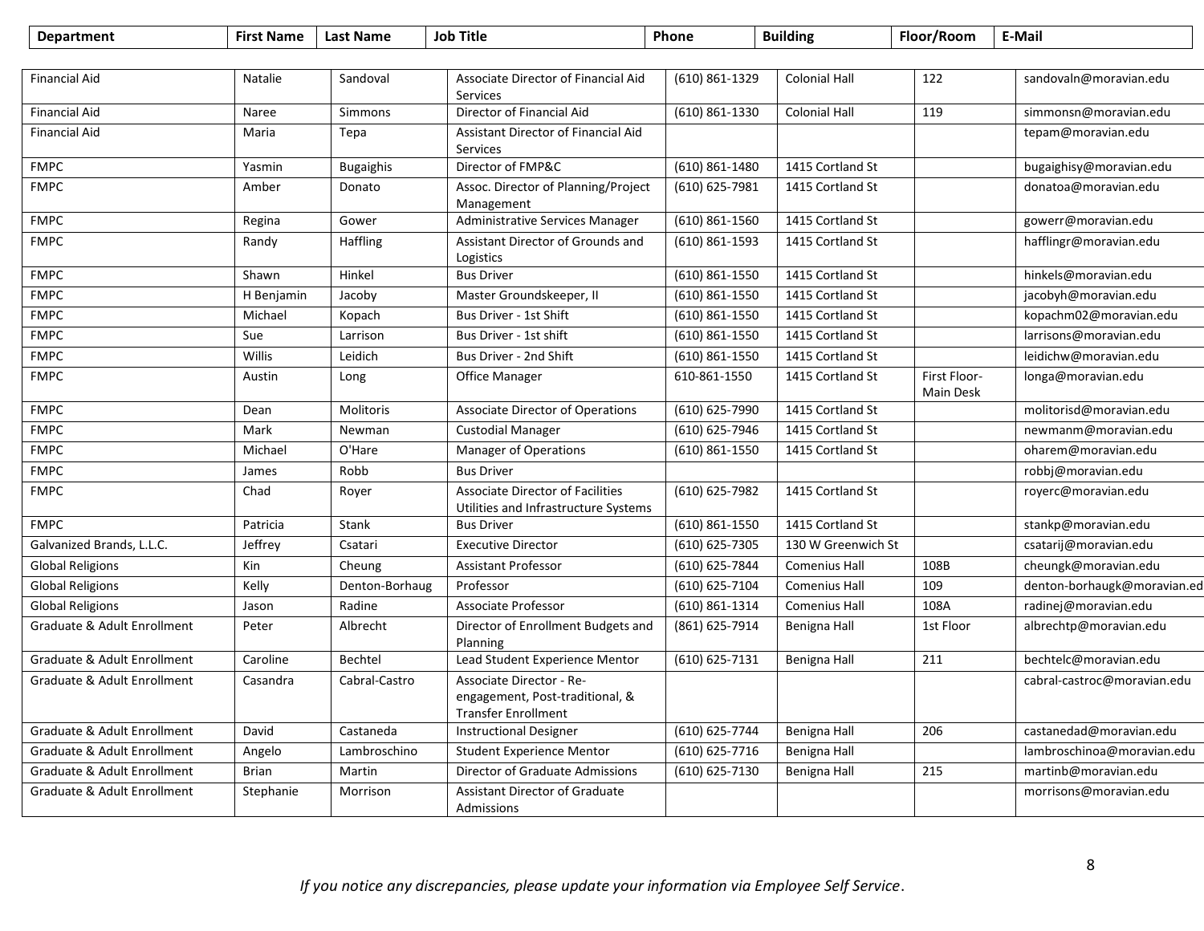| Department | First Name | Last Name | Job Title | Phone | Building | Floor/Room | E-Mail |
|---|---|---|---|---|---|---|---|
| Financial Aid | Natalie | Sandoval | Associate Director of Financial Aid Services | (610) 861-1329 | Colonial Hall | 122 | sandovaln@moravian.edu |
| Financial Aid | Naree | Simmons | Director of Financial Aid | (610) 861-1330 | Colonial Hall | 119 | simmonsn@moravian.edu |
| Financial Aid | Maria | Tepa | Assistant Director of Financial Aid Services | | | | tepam@moravian.edu |
| FMPC | Yasmin | Bugaighis | Director of FMP&C | (610) 861-1480 | 1415 Cortland St | | bugaighisy@moravian.edu |
| FMPC | Amber | Donato | Assoc. Director of Planning/Project Management | (610) 625-7981 | 1415 Cortland St | | donatoa@moravian.edu |
| FMPC | Regina | Gower | Administrative Services Manager | (610) 861-1560 | 1415 Cortland St | | gowerr@moravian.edu |
| FMPC | Randy | Haffling | Assistant Director of Grounds and Logistics | (610) 861-1593 | 1415 Cortland St | | hafflingr@moravian.edu |
| FMPC | Shawn | Hinkel | Bus Driver | (610) 861-1550 | 1415 Cortland St | | hinkels@moravian.edu |
| FMPC | H Benjamin | Jacoby | Master Groundskeeper, II | (610) 861-1550 | 1415 Cortland St | | jacobyh@moravian.edu |
| FMPC | Michael | Kopach | Bus Driver - 1st Shift | (610) 861-1550 | 1415 Cortland St | | kopachm02@moravian.edu |
| FMPC | Sue | Larrison | Bus Driver - 1st shift | (610) 861-1550 | 1415 Cortland St | | larrisons@moravian.edu |
| FMPC | Willis | Leidich | Bus Driver - 2nd Shift | (610) 861-1550 | 1415 Cortland St | | leidichw@moravian.edu |
| FMPC | Austin | Long | Office Manager | 610-861-1550 | 1415 Cortland St | First Floor-Main Desk | longa@moravian.edu |
| FMPC | Dean | Molitoris | Associate Director of Operations | (610) 625-7990 | 1415 Cortland St | | molitorisd@moravian.edu |
| FMPC | Mark | Newman | Custodial Manager | (610) 625-7946 | 1415 Cortland St | | newmanm@moravian.edu |
| FMPC | Michael | O'Hare | Manager of Operations | (610) 861-1550 | 1415 Cortland St | | oharem@moravian.edu |
| FMPC | James | Robb | Bus Driver | | | | robbj@moravian.edu |
| FMPC | Chad | Royer | Associate Director of Facilities Utilities and Infrastructure Systems | (610) 625-7982 | 1415 Cortland St | | royerc@moravian.edu |
| FMPC | Patricia | Stank | Bus Driver | (610) 861-1550 | 1415 Cortland St | | stankp@moravian.edu |
| Galvanized Brands, L.L.C. | Jeffrey | Csatari | Executive Director | (610) 625-7305 | 130 W Greenwich St | | csatarij@moravian.edu |
| Global Religions | Kin | Cheung | Assistant Professor | (610) 625-7844 | Comenius Hall | 108B | cheungk@moravian.edu |
| Global Religions | Kelly | Denton-Borhaug | Professor | (610) 625-7104 | Comenius Hall | 109 | denton-borhaugk@moravian.ed |
| Global Religions | Jason | Radine | Associate Professor | (610) 861-1314 | Comenius Hall | 108A | radinej@moravian.edu |
| Graduate & Adult Enrollment | Peter | Albrecht | Director of Enrollment Budgets and Planning | (861) 625-7914 | Benigna Hall | 1st Floor | albrechtp@moravian.edu |
| Graduate & Adult Enrollment | Caroline | Bechtel | Lead Student Experience Mentor | (610) 625-7131 | Benigna Hall | 211 | bechtelc@moravian.edu |
| Graduate & Adult Enrollment | Casandra | Cabral-Castro | Associate Director - Re-engagement, Post-traditional, & Transfer Enrollment | | | | cabral-castroc@moravian.edu |
| Graduate & Adult Enrollment | David | Castaneda | Instructional Designer | (610) 625-7744 | Benigna Hall | 206 | castanedad@moravian.edu |
| Graduate & Adult Enrollment | Angelo | Lambroschino | Student Experience Mentor | (610) 625-7716 | Benigna Hall | | lambroschinoa@moravian.edu |
| Graduate & Adult Enrollment | Brian | Martin | Director of Graduate Admissions | (610) 625-7130 | Benigna Hall | 215 | martinb@moravian.edu |
| Graduate & Adult Enrollment | Stephanie | Morrison | Assistant Director of Graduate Admissions | | | | morrisons@moravian.edu |

*If you notice any discrepancies, please update your information via Employee Self Service*.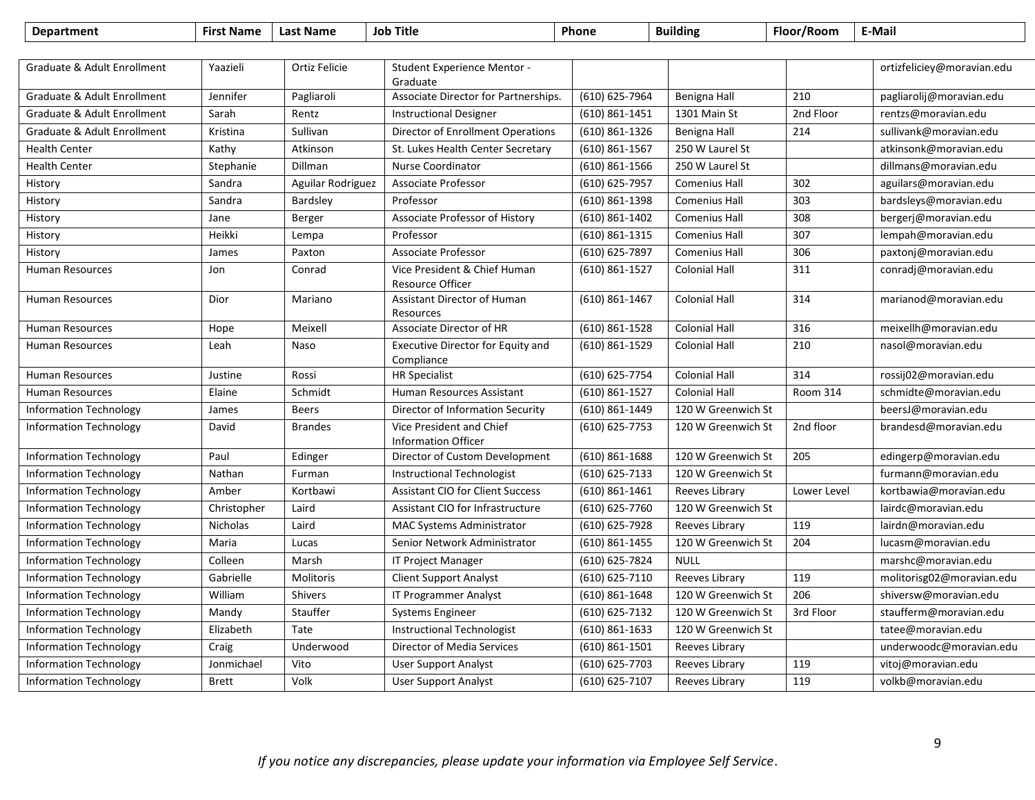| Department | First Name | Last Name | Job Title | Phone | Building | Floor/Room | E-Mail |
|---|---|---|---|---|---|---|---|
| Graduate & Adult Enrollment | Yaazieli | Ortiz Felicie | Student Experience Mentor - Graduate | | | | ortizfeliciey@moravian.edu |
| Graduate & Adult Enrollment | Jennifer | Pagliaroli | Associate Director for Partnerships. | (610) 625-7964 | Benigna Hall | 210 | pagliarolij@moravian.edu |
| Graduate & Adult Enrollment | Sarah | Rentz | Instructional Designer | (610) 861-1451 | 1301 Main St | 2nd Floor | rentzs@moravian.edu |
| Graduate & Adult Enrollment | Kristina | Sullivan | Director of Enrollment Operations | (610) 861-1326 | Benigna Hall | 214 | sullivank@moravian.edu |
| Health Center | Kathy | Atkinson | St. Lukes Health Center Secretary | (610) 861-1567 | 250 W Laurel St | | atkinsonk@moravian.edu |
| Health Center | Stephanie | Dillman | Nurse Coordinator | (610) 861-1566 | 250 W Laurel St | | dillmans@moravian.edu |
| History | Sandra | Aguilar Rodriguez | Associate Professor | (610) 625-7957 | Comenius Hall | 302 | aguilars@moravian.edu |
| History | Sandra | Bardsley | Professor | (610) 861-1398 | Comenius Hall | 303 | bardsleys@moravian.edu |
| History | Jane | Berger | Associate Professor of History | (610) 861-1402 | Comenius Hall | 308 | bergerj@moravian.edu |
| History | Heikki | Lempa | Professor | (610) 861-1315 | Comenius Hall | 307 | lempah@moravian.edu |
| History | James | Paxton | Associate Professor | (610) 625-7897 | Comenius Hall | 306 | paxtonj@moravian.edu |
| Human Resources | Jon | Conrad | Vice President & Chief Human Resource Officer | (610) 861-1527 | Colonial Hall | 311 | conradj@moravian.edu |
| Human Resources | Dior | Mariano | Assistant Director of Human Resources | (610) 861-1467 | Colonial Hall | 314 | marianod@moravian.edu |
| Human Resources | Hope | Meixell | Associate Director of HR | (610) 861-1528 | Colonial Hall | 316 | meixellh@moravian.edu |
| Human Resources | Leah | Naso | Executive Director for Equity and Compliance | (610) 861-1529 | Colonial Hall | 210 | nasol@moravian.edu |
| Human Resources | Justine | Rossi | HR Specialist | (610) 625-7754 | Colonial Hall | 314 | rossij02@moravian.edu |
| Human Resources | Elaine | Schmidt | Human Resources Assistant | (610) 861-1527 | Colonial Hall | Room 314 | schmidte@moravian.edu |
| Information Technology | James | Beers | Director of Information Security | (610) 861-1449 | 120 W Greenwich St | | beersJ@moravian.edu |
| Information Technology | David | Brandes | Vice President and Chief Information Officer | (610) 625-7753 | 120 W Greenwich St | 2nd floor | brandesd@moravian.edu |
| Information Technology | Paul | Edinger | Director of Custom Development | (610) 861-1688 | 120 W Greenwich St | 205 | edingerp@moravian.edu |
| Information Technology | Nathan | Furman | Instructional Technologist | (610) 625-7133 | 120 W Greenwich St | | furmann@moravian.edu |
| Information Technology | Amber | Kortbawi | Assistant CIO for Client Success | (610) 861-1461 | Reeves Library | Lower Level | kortbawia@moravian.edu |
| Information Technology | Christopher | Laird | Assistant CIO for Infrastructure | (610) 625-7760 | 120 W Greenwich St | | lairdc@moravian.edu |
| Information Technology | Nicholas | Laird | MAC Systems Administrator | (610) 625-7928 | Reeves Library | 119 | lairdn@moravian.edu |
| Information Technology | Maria | Lucas | Senior Network Administrator | (610) 861-1455 | 120 W Greenwich St | 204 | lucasm@moravian.edu |
| Information Technology | Colleen | Marsh | IT Project Manager | (610) 625-7824 | NULL | | marshc@moravian.edu |
| Information Technology | Gabrielle | Molitoris | Client Support Analyst | (610) 625-7110 | Reeves Library | 119 | molitorisg02@moravian.edu |
| Information Technology | William | Shivers | IT Programmer Analyst | (610) 861-1648 | 120 W Greenwich St | 206 | shiversw@moravian.edu |
| Information Technology | Mandy | Stauffer | Systems Engineer | (610) 625-7132 | 120 W Greenwich St | 3rd Floor | staufferm@moravian.edu |
| Information Technology | Elizabeth | Tate | Instructional Technologist | (610) 861-1633 | 120 W Greenwich St | | tatee@moravian.edu |
| Information Technology | Craig | Underwood | Director of Media Services | (610) 861-1501 | Reeves Library | | underwoodc@moravian.edu |
| Information Technology | Jonmichael | Vito | User Support Analyst | (610) 625-7703 | Reeves Library | 119 | vitoj@moravian.edu |
| Information Technology | Brett | Volk | User Support Analyst | (610) 625-7107 | Reeves Library | 119 | volkb@moravian.edu |

*If you notice any discrepancies, please update your information via Employee Self Service*.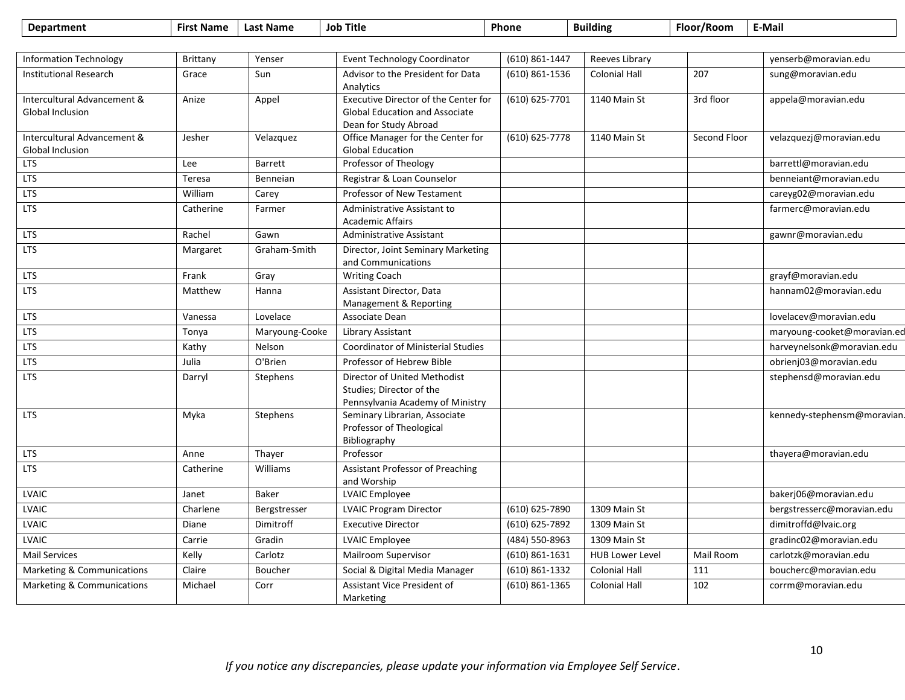| Department | First Name | Last Name | Job Title | Phone | Building | Floor/Room | E-Mail |
|---|---|---|---|---|---|---|---|
| Information Technology | Brittany | Yenser | Event Technology Coordinator | (610) 861-1447 | Reeves Library | | yenserb@moravian.edu |
| Institutional Research | Grace | Sun | Advisor to the President for Data Analytics | (610) 861-1536 | Colonial Hall | 207 | sung@moravian.edu |
| Intercultural Advancement & Global Inclusion | Anize | Appel | Executive Director of the Center for Global Education and Associate Dean for Study Abroad | (610) 625-7701 | 1140 Main St | 3rd floor | appela@moravian.edu |
| Intercultural Advancement & Global Inclusion | Jesher | Velazquez | Office Manager for the Center for Global Education | (610) 625-7778 | 1140 Main St | Second Floor | velazquezj@moravian.edu |
| LTS | Lee | Barrett | Professor of Theology | | | | barrettl@moravian.edu |
| LTS | Teresa | Benneian | Registrar & Loan Counselor | | | | benneiant@moravian.edu |
| LTS | William | Carey | Professor of New Testament | | | | careyg02@moravian.edu |
| LTS | Catherine | Farmer | Administrative Assistant to Academic Affairs | | | | farmerc@moravian.edu |
| LTS | Rachel | Gawn | Administrative Assistant | | | | gawnr@moravian.edu |
| LTS | Margaret | Graham-Smith | Director, Joint Seminary Marketing and Communications | | | | |
| LTS | Frank | Gray | Writing Coach | | | | grayf@moravian.edu |
| LTS | Matthew | Hanna | Assistant Director, Data Management & Reporting | | | | hannam02@moravian.edu |
| LTS | Vanessa | Lovelace | Associate Dean | | | | lovelacev@moravian.edu |
| LTS | Tonya | Maryoung-Cooke | Library Assistant | | | | maryoung-cooket@moravian.ed |
| LTS | Kathy | Nelson | Coordinator of Ministerial Studies | | | | harveynelsonk@moravian.edu |
| LTS | Julia | O'Brien | Professor of Hebrew Bible | | | | obrienj03@moravian.edu |
| LTS | Darryl | Stephens | Director of United Methodist Studies; Director of the Pennsylvania Academy of Ministry | | | | stephensd@moravian.edu |
| LTS | Myka | Stephens | Seminary Librarian, Associate Professor of Theological Bibliography | | | | kennedy-stephensm@moravian. |
| LTS | Anne | Thayer | Professor | | | | thayera@moravian.edu |
| LTS | Catherine | Williams | Assistant Professor of Preaching and Worship | | | | |
| LVAIC | Janet | Baker | LVAIC Employee | | | | bakerj06@moravian.edu |
| LVAIC | Charlene | Bergstresser | LVAIC Program Director | (610) 625-7890 | 1309 Main St | | bergstresserc@moravian.edu |
| LVAIC | Diane | Dimitroff | Executive Director | (610) 625-7892 | 1309 Main St | | dimitroffd@lvaic.org |
| LVAIC | Carrie | Gradin | LVAIC Employee | (484) 550-8963 | 1309 Main St | | gradinc02@moravian.edu |
| Mail Services | Kelly | Carlotz | Mailroom Supervisor | (610) 861-1631 | HUB Lower Level | Mail Room | carlotzk@moravian.edu |
| Marketing & Communications | Claire | Boucher | Social & Digital Media Manager | (610) 861-1332 | Colonial Hall | 111 | boucherc@moravian.edu |
| Marketing & Communications | Michael | Corr | Assistant Vice President of Marketing | (610) 861-1365 | Colonial Hall | 102 | corrm@moravian.edu |

*If you notice any discrepancies, please update your information via Employee Self Service*.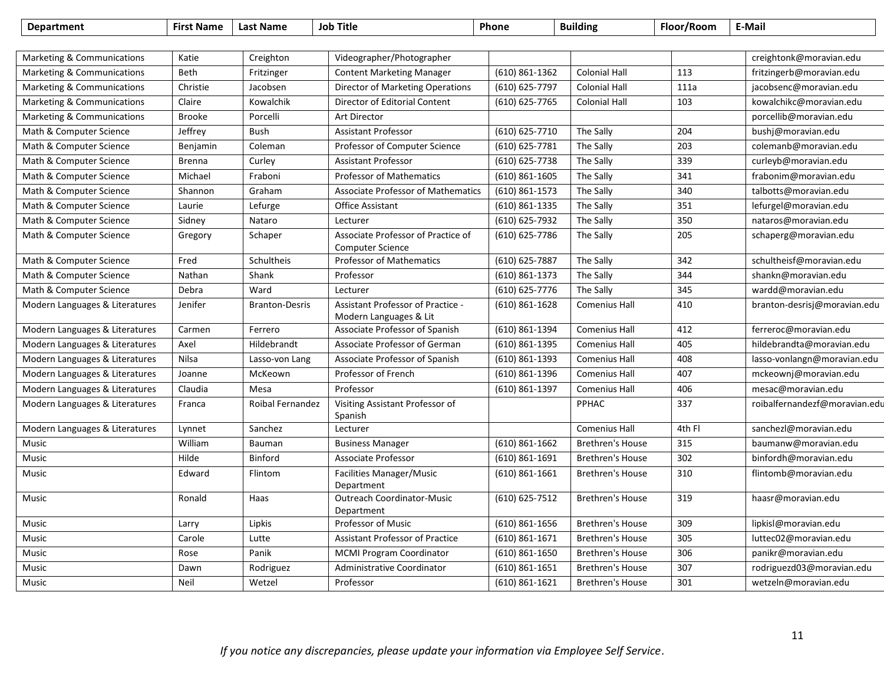| Department | First Name | Last Name | Job Title | Phone | Building | Floor/Room | E-Mail |
|---|---|---|---|---|---|---|---|
| Marketing & Communications | Katie | Creighton | Videographer/Photographer | | | | creightonk@moravian.edu |
| Marketing & Communications | Beth | Fritzinger | Content Marketing Manager | (610) 861-1362 | Colonial Hall | 113 | fritzingerb@moravian.edu |
| Marketing & Communications | Christie | Jacobsen | Director of Marketing Operations | (610) 625-7797 | Colonial Hall | 111a | jacobsenc@moravian.edu |
| Marketing & Communications | Claire | Kowalchik | Director of Editorial Content | (610) 625-7765 | Colonial Hall | 103 | kowalchikc@moravian.edu |
| Marketing & Communications | Brooke | Porcelli | Art Director | | | | porcellib@moravian.edu |
| Math & Computer Science | Jeffrey | Bush | Assistant Professor | (610) 625-7710 | The Sally | 204 | bushj@moravian.edu |
| Math & Computer Science | Benjamin | Coleman | Professor of Computer Science | (610) 625-7781 | The Sally | 203 | colemanb@moravian.edu |
| Math & Computer Science | Brenna | Curley | Assistant Professor | (610) 625-7738 | The Sally | 339 | curleyb@moravian.edu |
| Math & Computer Science | Michael | Fraboni | Professor of Mathematics | (610) 861-1605 | The Sally | 341 | frabonim@moravian.edu |
| Math & Computer Science | Shannon | Graham | Associate Professor of Mathematics | (610) 861-1573 | The Sally | 340 | talbotts@moravian.edu |
| Math & Computer Science | Laurie | Lefurge | Office Assistant | (610) 861-1335 | The Sally | 351 | lefurgel@moravian.edu |
| Math & Computer Science | Sidney | Nataro | Lecturer | (610) 625-7932 | The Sally | 350 | nataros@moravian.edu |
| Math & Computer Science | Gregory | Schaper | Associate Professor of Practice of Computer Science | (610) 625-7786 | The Sally | 205 | schaperg@moravian.edu |
| Math & Computer Science | Fred | Schultheis | Professor of Mathematics | (610) 625-7887 | The Sally | 342 | schultheisf@moravian.edu |
| Math & Computer Science | Nathan | Shank | Professor | (610) 861-1373 | The Sally | 344 | shankn@moravian.edu |
| Math & Computer Science | Debra | Ward | Lecturer | (610) 625-7776 | The Sally | 345 | wardd@moravian.edu |
| Modern Languages & Literatures | Jenifer | Branton-Desris | Assistant Professor of Practice - Modern Languages & Lit | (610) 861-1628 | Comenius Hall | 410 | branton-desrisj@moravian.edu |
| Modern Languages & Literatures | Carmen | Ferrero | Associate Professor of Spanish | (610) 861-1394 | Comenius Hall | 412 | ferreroc@moravian.edu |
| Modern Languages & Literatures | Axel | Hildebrandt | Associate Professor of German | (610) 861-1395 | Comenius Hall | 405 | hildebrandta@moravian.edu |
| Modern Languages & Literatures | Nilsa | Lasso-von Lang | Associate Professor of Spanish | (610) 861-1393 | Comenius Hall | 408 | lasso-vonlangn@moravian.edu |
| Modern Languages & Literatures | Joanne | McKeown | Professor of French | (610) 861-1396 | Comenius Hall | 407 | mckeownj@moravian.edu |
| Modern Languages & Literatures | Claudia | Mesa | Professor | (610) 861-1397 | Comenius Hall | 406 | mesac@moravian.edu |
| Modern Languages & Literatures | Franca | Roibal Fernandez | Visiting Assistant Professor of Spanish | | PPHAC | 337 | roibalfernandezf@moravian.edu |
| Modern Languages & Literatures | Lynnet | Sanchez | Lecturer | | Comenius Hall | 4th Fl | sanchezl@moravian.edu |
| Music | William | Bauman | Business Manager | (610) 861-1662 | Brethren's House | 315 | baumanw@moravian.edu |
| Music | Hilde | Binford | Associate Professor | (610) 861-1691 | Brethren's House | 302 | binfordh@moravian.edu |
| Music | Edward | Flintom | Facilities Manager/Music Department | (610) 861-1661 | Brethren's House | 310 | flintomb@moravian.edu |
| Music | Ronald | Haas | Outreach Coordinator-Music Department | (610) 625-7512 | Brethren's House | 319 | haasr@moravian.edu |
| Music | Larry | Lipkis | Professor of Music | (610) 861-1656 | Brethren's House | 309 | lipkisl@moravian.edu |
| Music | Carole | Lutte | Assistant Professor of Practice | (610) 861-1671 | Brethren's House | 305 | luttec02@moravian.edu |
| Music | Rose | Panik | MCMI Program Coordinator | (610) 861-1650 | Brethren's House | 306 | panikr@moravian.edu |
| Music | Dawn | Rodriguez | Administrative Coordinator | (610) 861-1651 | Brethren's House | 307 | rodriguezd03@moravian.edu |
| Music | Neil | Wetzel | Professor | (610) 861-1621 | Brethren's House | 301 | wetzeln@moravian.edu |

*If you notice any discrepancies, please update your information via Employee Self Service*.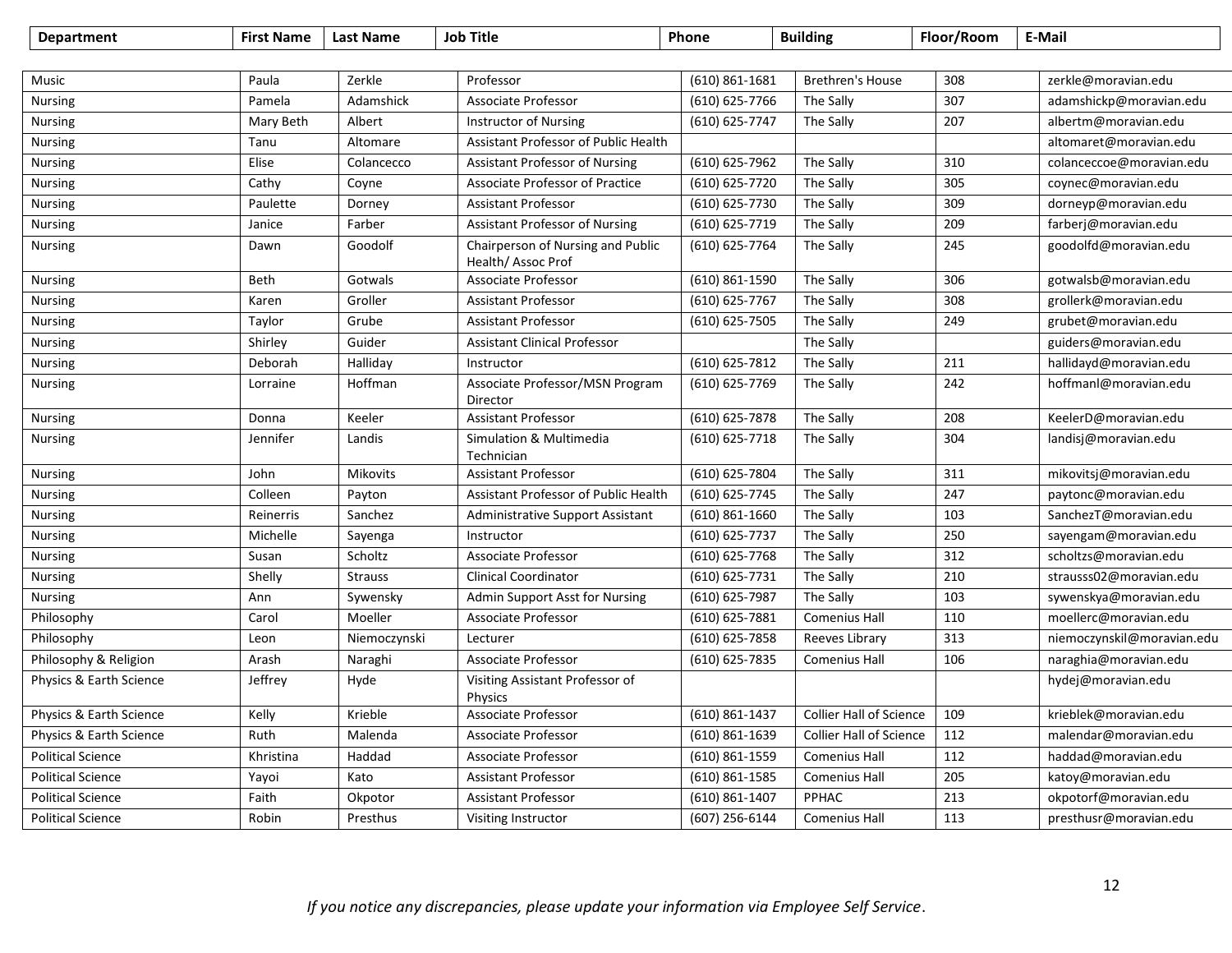| Department | First Name | Last Name | Job Title | Phone | Building | Floor/Room | E-Mail |
|---|---|---|---|---|---|---|---|
| Music | Paula | Zerkle | Professor | (610) 861-1681 | Brethren's House | 308 | zerkle@moravian.edu |
| Nursing | Pamela | Adamshick | Associate Professor | (610) 625-7766 | The Sally | 307 | adamshickp@moravian.edu |
| Nursing | Mary Beth | Albert | Instructor of Nursing | (610) 625-7747 | The Sally | 207 | albertm@moravian.edu |
| Nursing | Tanu | Altomare | Assistant Professor of Public Health | | | | altomaret@moravian.edu |
| Nursing | Elise | Colancecco | Assistant Professor of Nursing | (610) 625-7962 | The Sally | 310 | colanceccoe@moravian.edu |
| Nursing | Cathy | Coyne | Associate Professor of Practice | (610) 625-7720 | The Sally | 305 | coynec@moravian.edu |
| Nursing | Paulette | Dorney | Assistant Professor | (610) 625-7730 | The Sally | 309 | dorneyp@moravian.edu |
| Nursing | Janice | Farber | Assistant Professor of Nursing | (610) 625-7719 | The Sally | 209 | farberj@moravian.edu |
| Nursing | Dawn | Goodolf | Chairperson of Nursing and Public Health/ Assoc Prof | (610) 625-7764 | The Sally | 245 | goodolfd@moravian.edu |
| Nursing | Beth | Gotwals | Associate Professor | (610) 861-1590 | The Sally | 306 | gotwalsb@moravian.edu |
| Nursing | Karen | Groller | Assistant Professor | (610) 625-7767 | The Sally | 308 | grollerk@moravian.edu |
| Nursing | Taylor | Grube | Assistant Professor | (610) 625-7505 | The Sally | 249 | grubet@moravian.edu |
| Nursing | Shirley | Guider | Assistant Clinical Professor | | The Sally | | guiders@moravian.edu |
| Nursing | Deborah | Halliday | Instructor | (610) 625-7812 | The Sally | 211 | hallidayd@moravian.edu |
| Nursing | Lorraine | Hoffman | Associate Professor/MSN Program Director | (610) 625-7769 | The Sally | 242 | hoffmanl@moravian.edu |
| Nursing | Donna | Keeler | Assistant Professor | (610) 625-7878 | The Sally | 208 | KeelerD@moravian.edu |
| Nursing | Jennifer | Landis | Simulation & Multimedia Technician | (610) 625-7718 | The Sally | 304 | landisj@moravian.edu |
| Nursing | John | Mikovits | Assistant Professor | (610) 625-7804 | The Sally | 311 | mikovitsj@moravian.edu |
| Nursing | Colleen | Payton | Assistant Professor of Public Health | (610) 625-7745 | The Sally | 247 | paytonc@moravian.edu |
| Nursing | Reinerris | Sanchez | Administrative Support Assistant | (610) 861-1660 | The Sally | 103 | SanchezT@moravian.edu |
| Nursing | Michelle | Sayenga | Instructor | (610) 625-7737 | The Sally | 250 | sayengam@moravian.edu |
| Nursing | Susan | Scholtz | Associate Professor | (610) 625-7768 | The Sally | 312 | scholtzs@moravian.edu |
| Nursing | Shelly | Strauss | Clinical Coordinator | (610) 625-7731 | The Sally | 210 | strausss02@moravian.edu |
| Nursing | Ann | Sywensky | Admin Support Asst for Nursing | (610) 625-7987 | The Sally | 103 | sywenskya@moravian.edu |
| Philosophy | Carol | Moeller | Associate Professor | (610) 625-7881 | Comenius Hall | 110 | moellerc@moravian.edu |
| Philosophy | Leon | Niemoczynski | Lecturer | (610) 625-7858 | Reeves Library | 313 | niemoczynskil@moravian.edu |
| Philosophy & Religion | Arash | Naraghi | Associate Professor | (610) 625-7835 | Comenius Hall | 106 | naraghia@moravian.edu |
| Physics & Earth Science | Jeffrey | Hyde | Visiting Assistant Professor of Physics | | | | hydej@moravian.edu |
| Physics & Earth Science | Kelly | Krieble | Associate Professor | (610) 861-1437 | Collier Hall of Science | 109 | krieblek@moravian.edu |
| Physics & Earth Science | Ruth | Malenda | Associate Professor | (610) 861-1639 | Collier Hall of Science | 112 | malendar@moravian.edu |
| Political Science | Khristina | Haddad | Associate Professor | (610) 861-1559 | Comenius Hall | 112 | haddad@moravian.edu |
| Political Science | Yayoi | Kato | Assistant Professor | (610) 861-1585 | Comenius Hall | 205 | katoy@moravian.edu |
| Political Science | Faith | Okpotor | Assistant Professor | (610) 861-1407 | PPHAC | 213 | okpotorf@moravian.edu |
| Political Science | Robin | Presthus | Visiting Instructor | (607) 256-6144 | Comenius Hall | 113 | presthusr@moravian.edu |

*If you notice any discrepancies, please update your information via Employee Self Service*.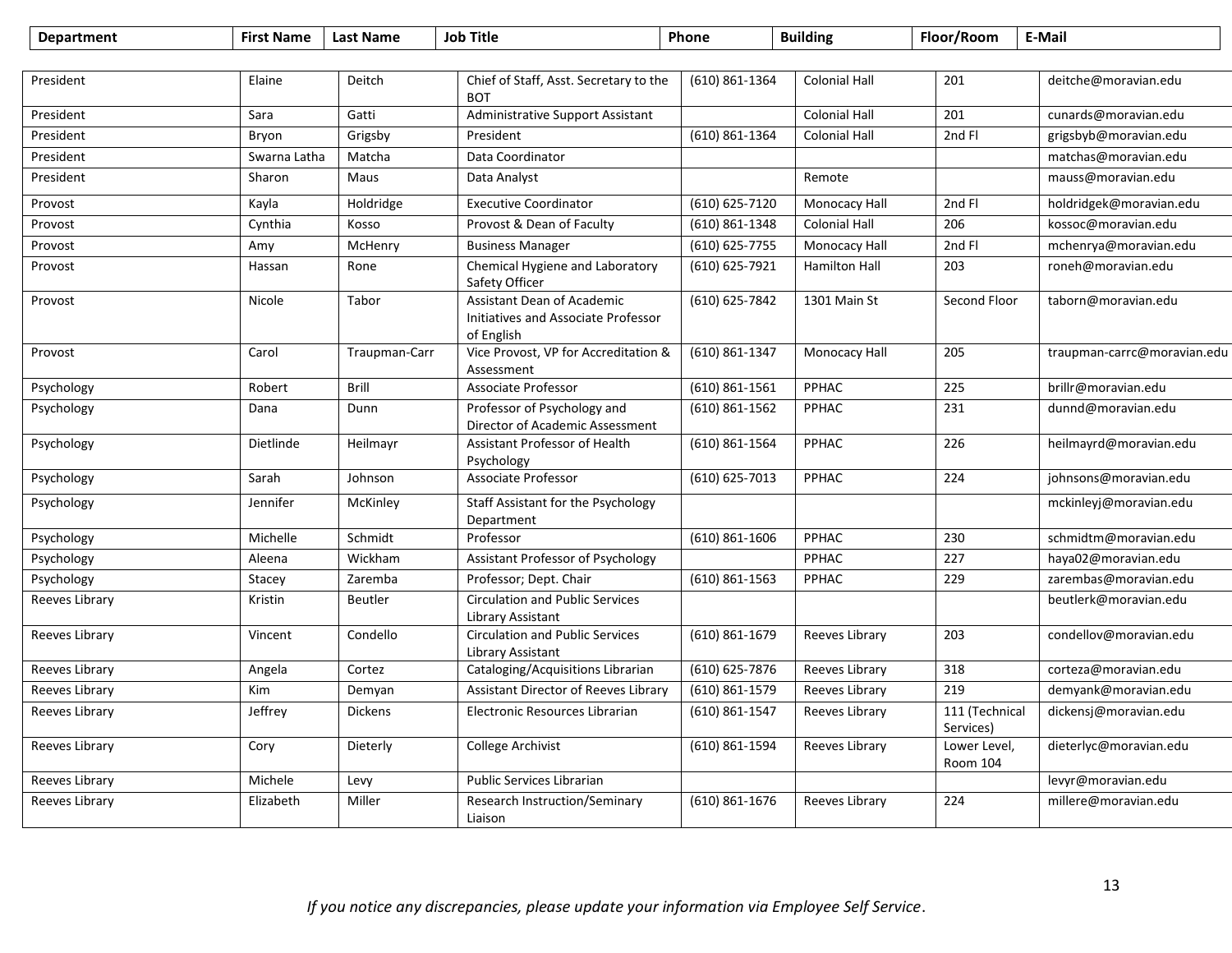| Department | First Name | Last Name | Job Title | Phone | Building | Floor/Room | E-Mail |
|---|---|---|---|---|---|---|---|
| President | Elaine | Deitch | Chief of Staff, Asst. Secretary to the BOT | (610) 861-1364 | Colonial Hall | 201 | deitche@moravian.edu |
| President | Sara | Gatti | Administrative Support Assistant | | Colonial Hall | 201 | cunards@moravian.edu |
| President | Bryon | Grigsby | President | (610) 861-1364 | Colonial Hall | 2nd Fl | grigsbyb@moravian.edu |
| President | Swarna Latha | Matcha | Data Coordinator | | | | matchas@moravian.edu |
| President | Sharon | Maus | Data Analyst | | Remote | | mauss@moravian.edu |
| Provost | Kayla | Holdridge | Executive Coordinator | (610) 625-7120 | Monocacy Hall | 2nd Fl | holdridgek@moravian.edu |
| Provost | Cynthia | Kosso | Provost & Dean of Faculty | (610) 861-1348 | Colonial Hall | 206 | kossoc@moravian.edu |
| Provost | Amy | McHenry | Business Manager | (610) 625-7755 | Monocacy Hall | 2nd Fl | mchenrya@moravian.edu |
| Provost | Hassan | Rone | Chemical Hygiene and Laboratory Safety Officer | (610) 625-7921 | Hamilton Hall | 203 | roneh@moravian.edu |
| Provost | Nicole | Tabor | Assistant Dean of Academic Initiatives and Associate Professor of English | (610) 625-7842 | 1301 Main St | Second Floor | taborn@moravian.edu |
| Provost | Carol | Traupman-Carr | Vice Provost, VP for Accreditation & Assessment | (610) 861-1347 | Monocacy Hall | 205 | traupman-carrc@moravian.edu |
| Psychology | Robert | Brill | Associate Professor | (610) 861-1561 | PPHAC | 225 | brillr@moravian.edu |
| Psychology | Dana | Dunn | Professor of Psychology and Director of Academic Assessment | (610) 861-1562 | PPHAC | 231 | dunnd@moravian.edu |
| Psychology | Dietlinde | Heilmayr | Assistant Professor of Health Psychology | (610) 861-1564 | PPHAC | 226 | heilmayrd@moravian.edu |
| Psychology | Sarah | Johnson | Associate Professor | (610) 625-7013 | PPHAC | 224 | johnsons@moravian.edu |
| Psychology | Jennifer | McKinley | Staff Assistant for the Psychology Department | | | | mckinleyj@moravian.edu |
| Psychology | Michelle | Schmidt | Professor | (610) 861-1606 | PPHAC | 230 | schmidtm@moravian.edu |
| Psychology | Aleena | Wickham | Assistant Professor of Psychology | | PPHAC | 227 | haya02@moravian.edu |
| Psychology | Stacey | Zaremba | Professor; Dept. Chair | (610) 861-1563 | PPHAC | 229 | zarembas@moravian.edu |
| Reeves Library | Kristin | Beutler | Circulation and Public Services Library Assistant | | | | beutlerk@moravian.edu |
| Reeves Library | Vincent | Condello | Circulation and Public Services Library Assistant | (610) 861-1679 | Reeves Library | 203 | condellov@moravian.edu |
| Reeves Library | Angela | Cortez | Cataloging/Acquisitions Librarian | (610) 625-7876 | Reeves Library | 318 | corteza@moravian.edu |
| Reeves Library | Kim | Demyan | Assistant Director of Reeves Library | (610) 861-1579 | Reeves Library | 219 | demyank@moravian.edu |
| Reeves Library | Jeffrey | Dickens | Electronic Resources Librarian | (610) 861-1547 | Reeves Library | 111 (Technical Services) | dickensj@moravian.edu |
| Reeves Library | Cory | Dieterly | College Archivist | (610) 861-1594 | Reeves Library | Lower Level, Room 104 | dieterlyc@moravian.edu |
| Reeves Library | Michele | Levy | Public Services Librarian | | | | levyr@moravian.edu |
| Reeves Library | Elizabeth | Miller | Research Instruction/Seminary Liaison | (610) 861-1676 | Reeves Library | 224 | millere@moravian.edu |

*If you notice any discrepancies, please update your information via Employee Self Service*.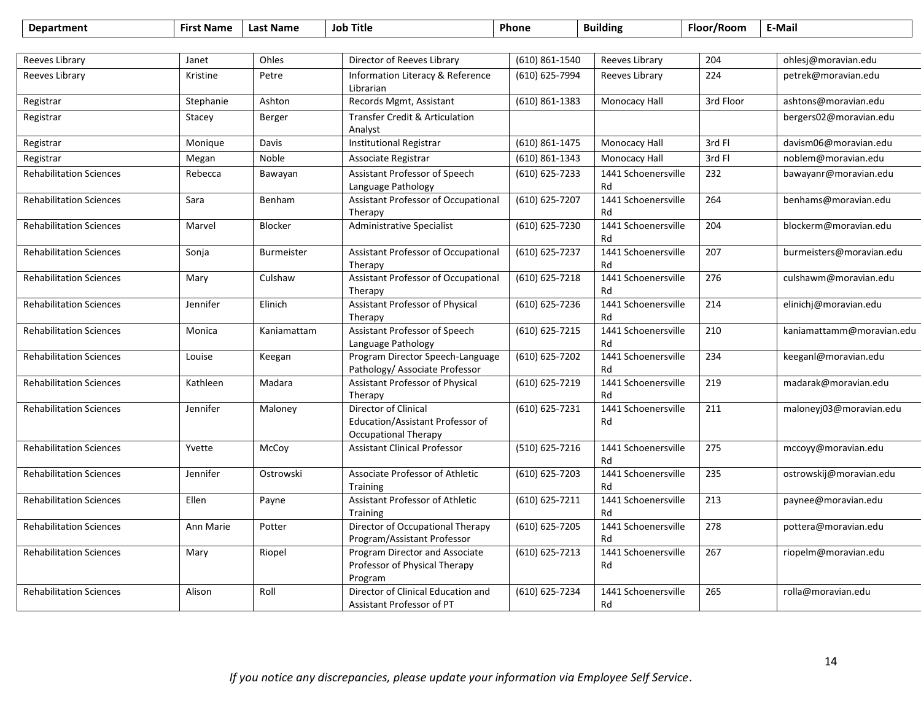| Department | First Name | Last Name | Job Title | Phone | Building | Floor/Room | E-Mail |
|---|---|---|---|---|---|---|---|
| Reeves Library | Janet | Ohles | Director of Reeves Library | (610) 861-1540 | Reeves Library | 204 | ohlesj@moravian.edu |
| Reeves Library | Kristine | Petre | Information Literacy & Reference Librarian | (610) 625-7994 | Reeves Library | 224 | petrek@moravian.edu |
| Registrar | Stephanie | Ashton | Records Mgmt, Assistant | (610) 861-1383 | Monocacy Hall | 3rd Floor | ashtons@moravian.edu |
| Registrar | Stacey | Berger | Transfer Credit & Articulation Analyst | | | | bergers02@moravian.edu |
| Registrar | Monique | Davis | Institutional Registrar | (610) 861-1475 | Monocacy Hall | 3rd Fl | davism06@moravian.edu |
| Registrar | Megan | Noble | Associate Registrar | (610) 861-1343 | Monocacy Hall | 3rd Fl | noblem@moravian.edu |
| Rehabilitation Sciences | Rebecca | Bawayan | Assistant Professor of Speech Language Pathology | (610) 625-7233 | 1441 Schoenersville Rd | 232 | bawayanr@moravian.edu |
| Rehabilitation Sciences | Sara | Benham | Assistant Professor of Occupational Therapy | (610) 625-7207 | 1441 Schoenersville Rd | 264 | benhams@moravian.edu |
| Rehabilitation Sciences | Marvel | Blocker | Administrative Specialist | (610) 625-7230 | 1441 Schoenersville Rd | 204 | blockerm@moravian.edu |
| Rehabilitation Sciences | Sonja | Burmeister | Assistant Professor of Occupational Therapy | (610) 625-7237 | 1441 Schoenersville Rd | 207 | burmeisters@moravian.edu |
| Rehabilitation Sciences | Mary | Culshaw | Assistant Professor of Occupational Therapy | (610) 625-7218 | 1441 Schoenersville Rd | 276 | culshawm@moravian.edu |
| Rehabilitation Sciences | Jennifer | Elinich | Assistant Professor of Physical Therapy | (610) 625-7236 | 1441 Schoenersville Rd | 214 | elinichj@moravian.edu |
| Rehabilitation Sciences | Monica | Kaniamattam | Assistant Professor of Speech Language Pathology | (610) 625-7215 | 1441 Schoenersville Rd | 210 | kaniamattamm@moravian.edu |
| Rehabilitation Sciences | Louise | Keegan | Program Director Speech-Language Pathology/ Associate Professor | (610) 625-7202 | 1441 Schoenersville Rd | 234 | keeganl@moravian.edu |
| Rehabilitation Sciences | Kathleen | Madara | Assistant Professor of Physical Therapy | (610) 625-7219 | 1441 Schoenersville Rd | 219 | madarak@moravian.edu |
| Rehabilitation Sciences | Jennifer | Maloney | Director of Clinical Education/Assistant Professor of Occupational Therapy | (610) 625-7231 | 1441 Schoenersville Rd | 211 | maloneyj03@moravian.edu |
| Rehabilitation Sciences | Yvette | McCoy | Assistant Clinical Professor | (510) 625-7216 | 1441 Schoenersville Rd | 275 | mccoyy@moravian.edu |
| Rehabilitation Sciences | Jennifer | Ostrowski | Associate Professor of Athletic Training | (610) 625-7203 | 1441 Schoenersville Rd | 235 | ostrowskij@moravian.edu |
| Rehabilitation Sciences | Ellen | Payne | Assistant Professor of Athletic Training | (610) 625-7211 | 1441 Schoenersville Rd | 213 | paynee@moravian.edu |
| Rehabilitation Sciences | Ann Marie | Potter | Director of Occupational Therapy Program/Assistant Professor | (610) 625-7205 | 1441 Schoenersville Rd | 278 | pottera@moravian.edu |
| Rehabilitation Sciences | Mary | Riopel | Program Director and Associate Professor of Physical Therapy Program | (610) 625-7213 | 1441 Schoenersville Rd | 267 | riopelm@moravian.edu |
| Rehabilitation Sciences | Alison | Roll | Director of Clinical Education and Assistant Professor of PT | (610) 625-7234 | 1441 Schoenersville Rd | 265 | rolla@moravian.edu |

*If you notice any discrepancies, please update your information via Employee Self Service*.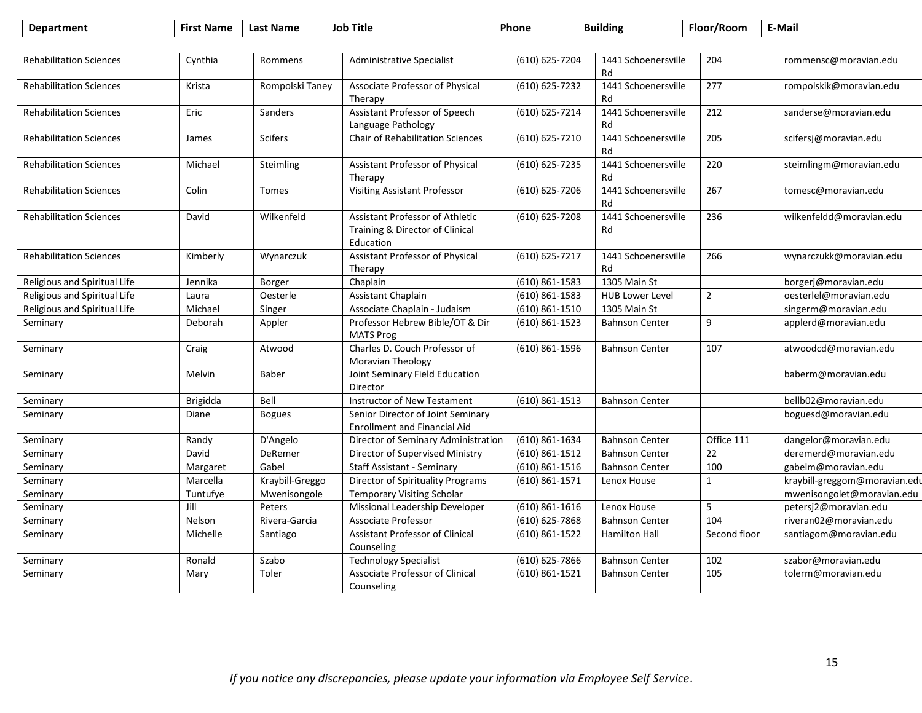| Department | First Name | Last Name | Job Title | Phone | Building | Floor/Room | E-Mail |
|---|---|---|---|---|---|---|---|
| Rehabilitation Sciences | Cynthia | Rommens | Administrative Specialist | (610) 625-7204 | 1441 Schoenersville Rd | 204 | rommensc@moravian.edu |
| Rehabilitation Sciences | Krista | Rompolski Taney | Associate Professor of Physical Therapy | (610) 625-7232 | 1441 Schoenersville Rd | 277 | rompolskik@moravian.edu |
| Rehabilitation Sciences | Eric | Sanders | Assistant Professor of Speech Language Pathology | (610) 625-7214 | 1441 Schoenersville Rd | 212 | sanderse@moravian.edu |
| Rehabilitation Sciences | James | Scifers | Chair of Rehabilitation Sciences | (610) 625-7210 | 1441 Schoenersville Rd | 205 | scifersj@moravian.edu |
| Rehabilitation Sciences | Michael | Steimling | Assistant Professor of Physical Therapy | (610) 625-7235 | 1441 Schoenersville Rd | 220 | steimlingm@moravian.edu |
| Rehabilitation Sciences | Colin | Tomes | Visiting Assistant Professor | (610) 625-7206 | 1441 Schoenersville Rd | 267 | tomesc@moravian.edu |
| Rehabilitation Sciences | David | Wilkenfeld | Assistant Professor of Athletic Training & Director of Clinical Education | (610) 625-7208 | 1441 Schoenersville Rd | 236 | wilkenfeldd@moravian.edu |
| Rehabilitation Sciences | Kimberly | Wynarczuk | Assistant Professor of Physical Therapy | (610) 625-7217 | 1441 Schoenersville Rd | 266 | wynarczukk@moravian.edu |
| Religious and Spiritual Life | Jennika | Borger | Chaplain | (610) 861-1583 | 1305 Main St | | borgerj@moravian.edu |
| Religious and Spiritual Life | Laura | Oesterle | Assistant Chaplain | (610) 861-1583 | HUB Lower Level | 2 | oesterlel@moravian.edu |
| Religious and Spiritual Life | Michael | Singer | Associate Chaplain - Judaism | (610) 861-1510 | 1305 Main St | | singerm@moravian.edu |
| Seminary | Deborah | Appler | Professor Hebrew Bible/OT & Dir MATS Prog | (610) 861-1523 | Bahnson Center | 9 | applerd@moravian.edu |
| Seminary | Craig | Atwood | Charles D. Couch Professor of Moravian Theology | (610) 861-1596 | Bahnson Center | 107 | atwoodcd@moravian.edu |
| Seminary | Melvin | Baber | Joint Seminary Field Education Director | | | | baberm@moravian.edu |
| Seminary | Brigidda | Bell | Instructor of New Testament | (610) 861-1513 | Bahnson Center | | bellb02@moravian.edu |
| Seminary | Diane | Bogues | Senior Director of Joint Seminary Enrollment and Financial Aid | | | | boguesd@moravian.edu |
| Seminary | Randy | D'Angelo | Director of Seminary Administration | (610) 861-1634 | Bahnson Center | Office 111 | dangelor@moravian.edu |
| Seminary | David | DeRemer | Director of Supervised Ministry | (610) 861-1512 | Bahnson Center | 22 | deremerd@moravian.edu |
| Seminary | Margaret | Gabel | Staff Assistant - Seminary | (610) 861-1516 | Bahnson Center | 100 | gabelm@moravian.edu |
| Seminary | Marcella | Kraybill-Greggo | Director of Spirituality Programs | (610) 861-1571 | Lenox House | 1 | kraybill-greggom@moravian.edu |
| Seminary | Tuntufye | Mwenisongole | Temporary Visiting Scholar | | | | mwenisongolet@moravian.edu |
| Seminary | Jill | Peters | Missional Leadership Developer | (610) 861-1616 | Lenox House | 5 | petersj2@moravian.edu |
| Seminary | Nelson | Rivera-Garcia | Associate Professor | (610) 625-7868 | Bahnson Center | 104 | riveran02@moravian.edu |
| Seminary | Michelle | Santiago | Assistant Professor of Clinical Counseling | (610) 861-1522 | Hamilton Hall | Second floor | santiagom@moravian.edu |
| Seminary | Ronald | Szabo | Technology Specialist | (610) 625-7866 | Bahnson Center | 102 | szabor@moravian.edu |
| Seminary | Mary | Toler | Associate Professor of Clinical Counseling | (610) 861-1521 | Bahnson Center | 105 | tolerm@moravian.edu |

*If you notice any discrepancies, please update your information via Employee Self Service*.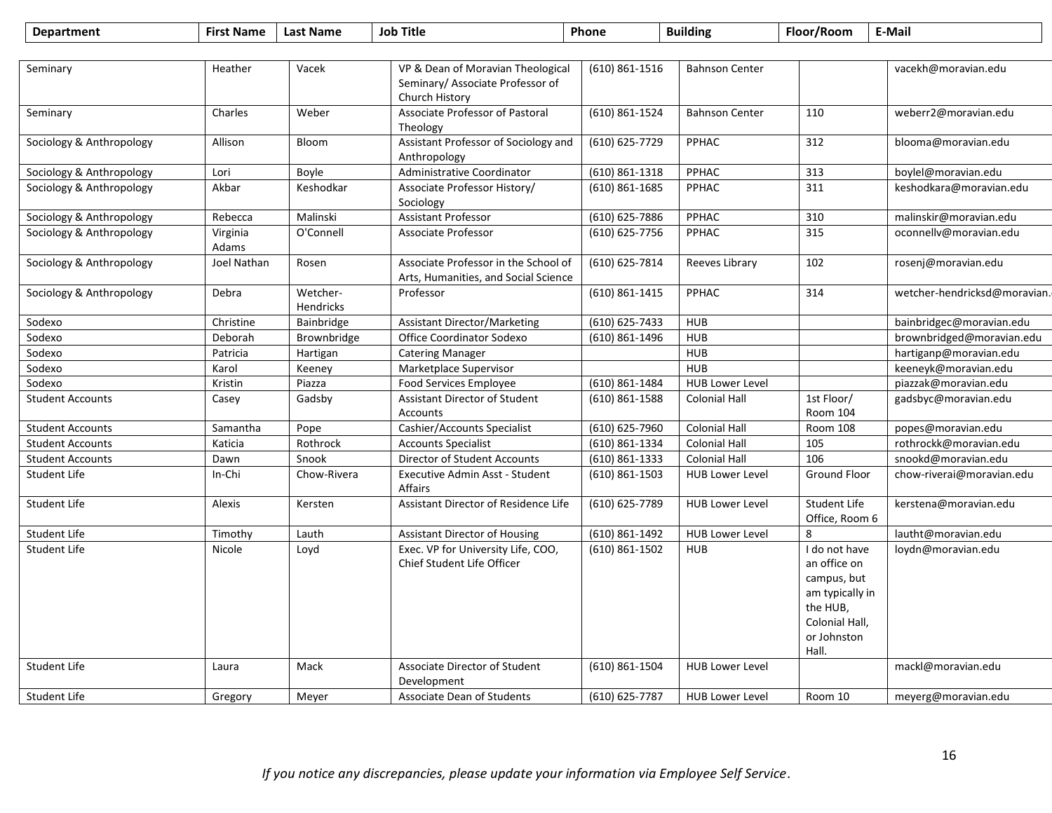| Department | First Name | Last Name | Job Title | Phone | Building | Floor/Room | E-Mail |
|---|---|---|---|---|---|---|---|
| Seminary | Heather | Vacek | VP & Dean of Moravian Theological Seminary/ Associate Professor of Church History | (610) 861-1516 | Bahnson Center | | vacekh@moravian.edu |
| Seminary | Charles | Weber | Associate Professor of Pastoral Theology | (610) 861-1524 | Bahnson Center | 110 | weberr2@moravian.edu |
| Sociology & Anthropology | Allison | Bloom | Assistant Professor of Sociology and Anthropology | (610) 625-7729 | PPHAC | 312 | blooma@moravian.edu |
| Sociology & Anthropology | Lori | Boyle | Administrative Coordinator | (610) 861-1318 | PPHAC | 313 | boylel@moravian.edu |
| Sociology & Anthropology | Akbar | Keshodkar | Associate Professor History/ Sociology | (610) 861-1685 | PPHAC | 311 | keshodkara@moravian.edu |
| Sociology & Anthropology | Rebecca | Malinski | Assistant Professor | (610) 625-7886 | PPHAC | 310 | malinskir@moravian.edu |
| Sociology & Anthropology | Virginia Adams | O'Connell | Associate Professor | (610) 625-7756 | PPHAC | 315 | oconnellv@moravian.edu |
| Sociology & Anthropology | Joel Nathan | Rosen | Associate Professor in the School of Arts, Humanities, and Social Science | (610) 625-7814 | Reeves Library | 102 | rosenj@moravian.edu |
| Sociology & Anthropology | Debra | Wetcher-Hendricks | Professor | (610) 861-1415 | PPHAC | 314 | wetcher-hendricksd@moravian. |
| Sodexo | Christine | Bainbridge | Assistant Director/Marketing | (610) 625-7433 | HUB | | bainbridgec@moravian.edu |
| Sodexo | Deborah | Brownbridge | Office Coordinator Sodexo | (610) 861-1496 | HUB | | brownbridged@moravian.edu |
| Sodexo | Patricia | Hartigan | Catering Manager | | HUB | | hartiganp@moravian.edu |
| Sodexo | Karol | Keeney | Marketplace Supervisor | | HUB | | keeneyk@moravian.edu |
| Sodexo | Kristin | Piazza | Food Services Employee | (610) 861-1484 | HUB Lower Level | | piazzak@moravian.edu |
| Student Accounts | Casey | Gadsby | Assistant Director of Student Accounts | (610) 861-1588 | Colonial Hall | 1st Floor/ Room 104 | gadsbyc@moravian.edu |
| Student Accounts | Samantha | Pope | Cashier/Accounts Specialist | (610) 625-7960 | Colonial Hall | Room 108 | popes@moravian.edu |
| Student Accounts | Katicia | Rothrock | Accounts Specialist | (610) 861-1334 | Colonial Hall | 105 | rothrockk@moravian.edu |
| Student Accounts | Dawn | Snook | Director of Student Accounts | (610) 861-1333 | Colonial Hall | 106 | snookd@moravian.edu |
| Student Life | In-Chi | Chow-Rivera | Executive Admin Asst - Student Affairs | (610) 861-1503 | HUB Lower Level | Ground Floor | chow-riverai@moravian.edu |
| Student Life | Alexis | Kersten | Assistant Director of Residence Life | (610) 625-7789 | HUB Lower Level | Student Life Office, Room 6 | kerstena@moravian.edu |
| Student Life | Timothy | Lauth | Assistant Director of Housing | (610) 861-1492 | HUB Lower Level | 8 | lautht@moravian.edu |
| Student Life | Nicole | Loyd | Exec. VP for University Life, COO, Chief Student Life Officer | (610) 861-1502 | HUB | I do not have an office on campus, but am typically in the HUB, Colonial Hall, or Johnston Hall. | loydn@moravian.edu |
| Student Life | Laura | Mack | Associate Director of Student Development | (610) 861-1504 | HUB Lower Level | | mackl@moravian.edu |
| Student Life | Gregory | Meyer | Associate Dean of Students | (610) 625-7787 | HUB Lower Level | Room 10 | meyerg@moravian.edu |

*If you notice any discrepancies, please update your information via Employee Self Service*.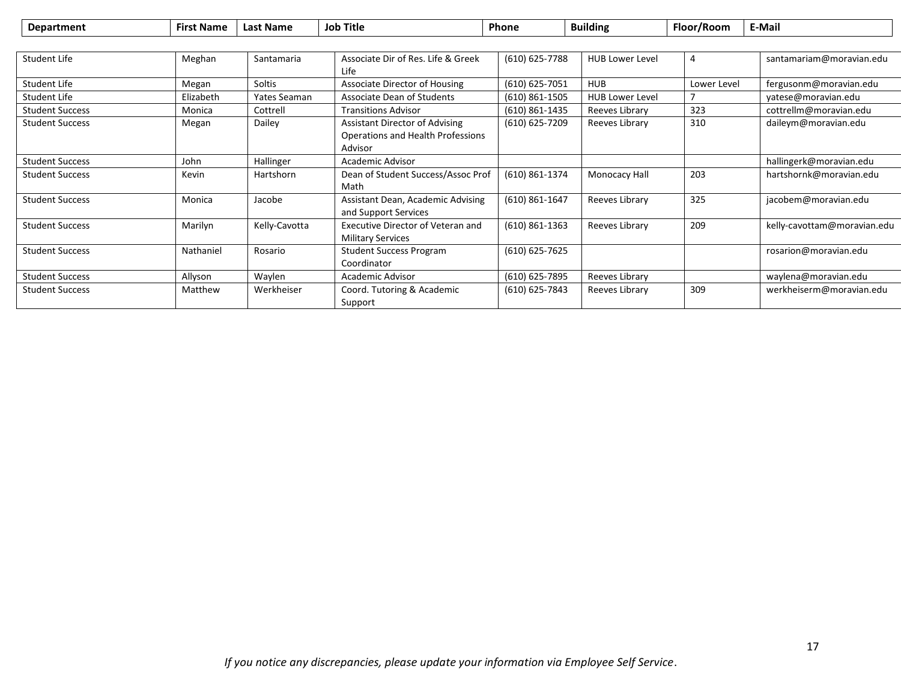| Department | First Name | Last Name | Job Title | Phone | Building | Floor/Room | E-Mail |
|---|---|---|---|---|---|---|---|
| Student Life | Meghan | Santamaria | Associate Dir of Res. Life & Greek Life | (610) 625-7788 | HUB Lower Level | 4 | santamariam@moravian.edu |
| Student Life | Megan | Soltis | Associate Director of Housing | (610) 625-7051 | HUB | Lower Level | fergusonm@moravian.edu |
| Student Life | Elizabeth | Yates Seaman | Associate Dean of Students | (610) 861-1505 | HUB Lower Level | 7 | yatese@moravian.edu |
| Student Success | Monica | Cottrell | Transitions Advisor | (610) 861-1435 | Reeves Library | 323 | cottrellm@moravian.edu |
| Student Success | Megan | Dailey | Assistant Director of Advising Operations and Health Professions Advisor | (610) 625-7209 | Reeves Library | 310 | daileym@moravian.edu |
| Student Success | John | Hallinger | Academic Advisor | | | | hallingerk@moravian.edu |
| Student Success | Kevin | Hartshorn | Dean of Student Success/Assoc Prof Math | (610) 861-1374 | Monocacy Hall | 203 | hartshornk@moravian.edu |
| Student Success | Monica | Jacobe | Assistant Dean, Academic Advising and Support Services | (610) 861-1647 | Reeves Library | 325 | jacobem@moravian.edu |
| Student Success | Marilyn | Kelly-Cavotta | Executive Director of Veteran and Military Services | (610) 861-1363 | Reeves Library | 209 | kelly-cavottam@moravian.edu |
| Student Success | Nathaniel | Rosario | Student Success Program Coordinator | (610) 625-7625 | | | rosarion@moravian.edu |
| Student Success | Allyson | Waylen | Academic Advisor | (610) 625-7895 | Reeves Library | | waylena@moravian.edu |
| Student Success | Matthew | Werkheiser | Coord. Tutoring & Academic Support | (610) 625-7843 | Reeves Library | 309 | werkheiserm@moravian.edu |

*If you notice any discrepancies, please update your information via Employee Self Service*.